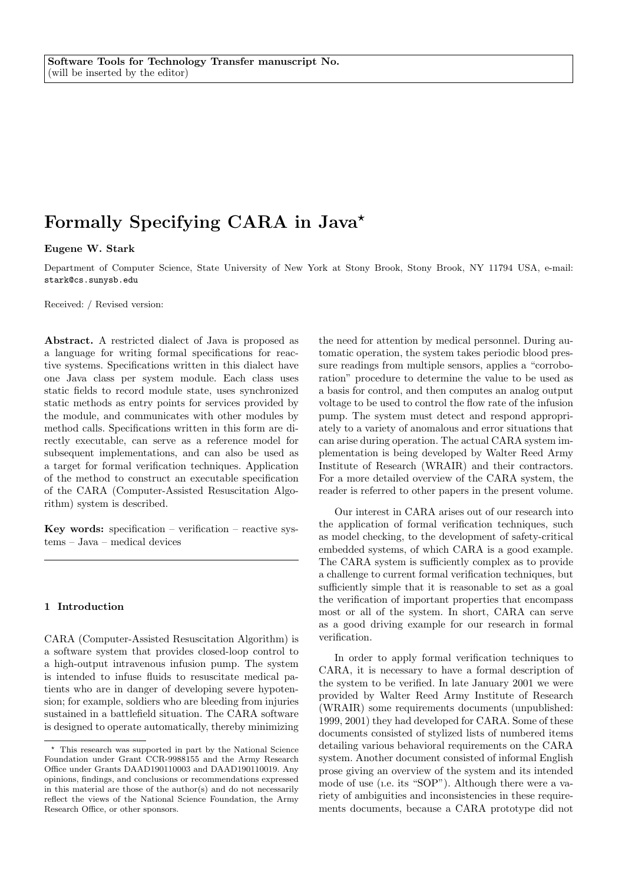**Software Tools for Technology Transfer manuscript No.**
(will be inserted by the editor)

# Formally Specifying CARA in Java*

**Eugene W. Stark**

Department of Computer Science, State University of New York at Stony Brook, Stony Brook, NY 11794 USA, e-mail: stark@cs.sunysb.edu

Received: / Revised version:

**Abstract.** A restricted dialect of Java is proposed as a language for writing formal specifications for reactive systems. Specifications written in this dialect have one Java class per system module. Each class uses static fields to record module state, uses synchronized static methods as entry points for services provided by the module, and communicates with other modules by method calls. Specifications written in this form are directly executable, can serve as a reference model for subsequent implementations, and can also be used as a target for formal verification techniques. Application of the method to construct an executable specification of the CARA (Computer-Assisted Resuscitation Algorithm) system is described.

**Key words:** specification – verification – reactive systems – Java – medical devices

## 1 Introduction

CARA (Computer-Assisted Resuscitation Algorithm) is a software system that provides closed-loop control to a high-output intravenous infusion pump. The system is intended to infuse fluids to resuscitate medical patients who are in danger of developing severe hypotension; for example, soldiers who are bleeding from injuries sustained in a battlefield situation. The CARA software is designed to operate automatically, thereby minimizing the need for attention by medical personnel. During automatic operation, the system takes periodic blood pressure readings from multiple sensors, applies a "corroboration" procedure to determine the value to be used as a basis for control, and then computes an analog output voltage to be used to control the flow rate of the infusion pump. The system must detect and respond appropriately to a variety of anomalous and error situations that can arise during operation. The actual CARA system implementation is being developed by Walter Reed Army Institute of Research (WRAIR) and their contractors. For a more detailed overview of the CARA system, the reader is referred to other papers in the present volume.

Our interest in CARA arises out of our research into the application of formal verification techniques, such as model checking, to the development of safety-critical embedded systems, of which CARA is a good example. The CARA system is sufficiently complex as to provide a challenge to current formal verification techniques, but sufficiently simple that it is reasonable to set as a goal the verification of important properties that encompass most or all of the system. In short, CARA can serve as a good driving example for our research in formal verification.

In order to apply formal verification techniques to CARA, it is necessary to have a formal description of the system to be verified. In late January 2001 we were provided by Walter Reed Army Institute of Research (WRAIR) some requirements documents (unpublished: 1999, 2001) they had developed for CARA. Some of these documents consisted of stylized lists of numbered items detailing various behavioral requirements on the CARA system. Another document consisted of informal English prose giving an overview of the system and its intended mode of use (i.e. its "SOP"). Although there were a variety of ambiguities and inconsistencies in these requirements documents, because a CARA prototype did not

* This research was supported in part by the National Science Foundation under Grant CCR-9988155 and the Army Research Office under Grants DAAD190110003 and DAAD190110019. Any opinions, findings, and conclusions or recommendations expressed in this material are those of the author(s) and do not necessarily reflect the views of the National Science Foundation, the Army Research Office, or other sponsors.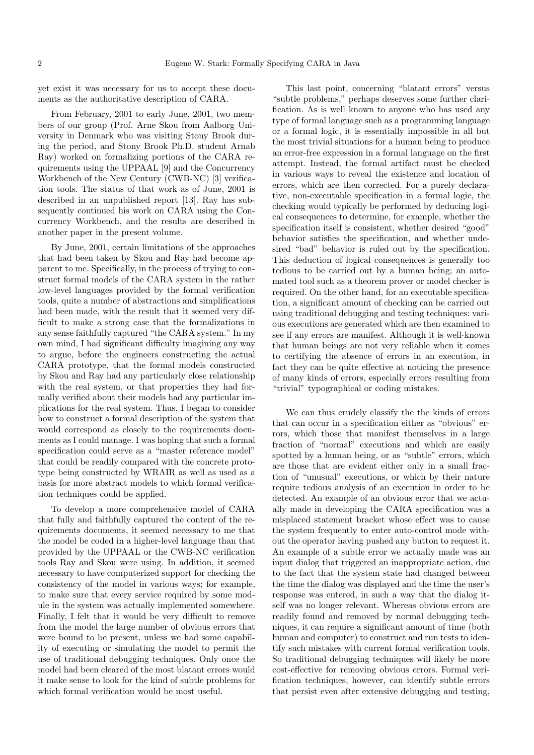yet exist it was necessary for us to accept these documents as the authoritative description of CARA.

From February, 2001 to early June, 2001, two members of our group (Prof. Arne Skou from Aalborg University in Denmark who was visiting Stony Brook during the period, and Stony Brook Ph.D. student Arnab Ray) worked on formalizing portions of the CARA requirements using the UPPAAL [9] and the Concurrency Workbench of the New Century (CWB-NC) [3] verification tools. The status of that work as of June, 2001 is described in an unpublished report [13]. Ray has subsequently continued his work on CARA using the Concurrency Workbench, and the results are described in another paper in the present volume.

By June, 2001, certain limitations of the approaches that had been taken by Skou and Ray had become apparent to me. Specifically, in the process of trying to construct formal models of the CARA system in the rather low-level languages provided by the formal verification tools, quite a number of abstractions and simplifications had been made, with the result that it seemed very difficult to make a strong case that the formalizations in any sense faithfully captured "the CARA system." In my own mind, I had significant difficulty imagining any way to argue, before the engineers constructing the actual CARA prototype, that the formal models constructed by Skou and Ray had any particularly close relationship with the real system, or that properties they had formally verified about their models had any particular implications for the real system. Thus, I began to consider how to construct a formal description of the system that would correspond as closely to the requirements documents as I could manage. I was hoping that such a formal specification could serve as a "master reference model" that could be readily compared with the concrete prototype being constructed by WRAIR as well as used as a basis for more abstract models to which formal verification techniques could be applied.

To develop a more comprehensive model of CARA that fully and faithfully captured the content of the requirements documents, it seemed necessary to me that the model be coded in a higher-level language than that provided by the UPPAAL or the CWB-NC verification tools Ray and Skou were using. In addition, it seemed necessary to have computerized support for checking the consistency of the model in various ways; for example, to make sure that every service required by some module in the system was actually implemented somewhere. Finally, I felt that it would be very difficult to remove from the model the large number of obvious errors that were bound to be present, unless we had some capability of executing or simulating the model to permit the use of traditional debugging techniques. Only once the model had been cleared of the most blatant errors would it make sense to look for the kind of subtle problems for which formal verification would be most useful.

This last point, concerning "blatant errors" versus "subtle problems," perhaps deserves some further clarification. As is well known to anyone who has used any type of formal language such as a programming language or a formal logic, it is essentially impossible in all but the most trivial situations for a human being to produce an error-free expression in a formal language on the first attempt. Instead, the formal artifact must be checked in various ways to reveal the existence and location of errors, which are then corrected. For a purely declarative, non-executable specification in a formal logic, the checking would typically be performed by deducing logical consequences to determine, for example, whether the specification itself is consistent, whether desired "good" behavior satisfies the specification, and whether undesired "bad" behavior is ruled out by the specification. This deduction of logical consequences is generally too tedious to be carried out by a human being; an automated tool such as a theorem prover or model checker is required. On the other hand, for an executable specification, a significant amount of checking can be carried out using traditional debugging and testing techniques: various executions are generated which are then examined to see if any errors are manifest. Although it is well-known that human beings are not very reliable when it comes to certifying the absence of errors in an execution, in fact they can be quite effective at noticing the presence of many kinds of errors, especially errors resulting from "trivial" typographical or coding mistakes.

We can thus crudely classify the the kinds of errors that can occur in a specification either as "obvious" errors, which those that manifest themselves in a large fraction of "normal" executions and which are easily spotted by a human being, or as "subtle" errors, which are those that are evident either only in a small fraction of "unusual" executions, or which by their nature require tedious analysis of an execution in order to be detected. An example of an obvious error that we actually made in developing the CARA specification was a misplaced statement bracket whose effect was to cause the system frequently to enter auto-control mode without the operator having pushed any button to request it. An example of a subtle error we actually made was an input dialog that triggered an inappropriate action, due to the fact that the system state had changed between the time the dialog was displayed and the time the user's response was entered, in such a way that the dialog itself was no longer relevant. Whereas obvious errors are readily found and removed by normal debugging techniques, it can require a significant amount of time (both human and computer) to construct and run tests to identify such mistakes with current formal verification tools. So traditional debugging techniques will likely be more cost-effective for removing obvious errors. Formal verification techniques, however, can identify subtle errors that persist even after extensive debugging and testing,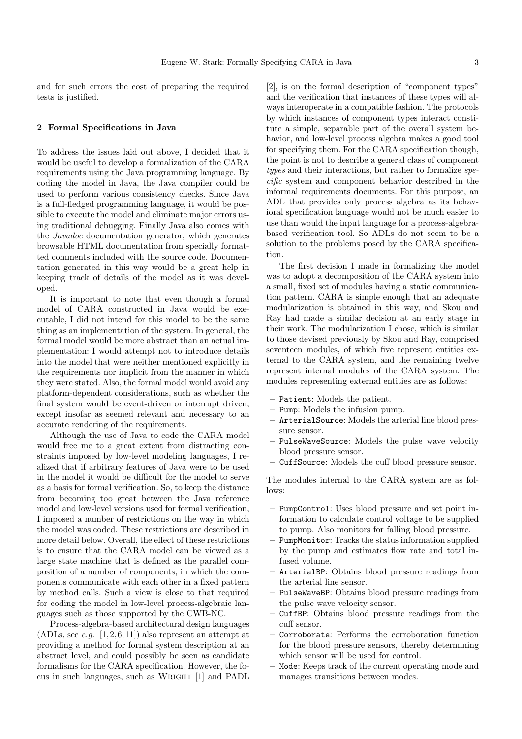and for such errors the cost of preparing the required tests is justified.

## 2 Formal Specifications in Java

To address the issues laid out above, I decided that it would be useful to develop a formalization of the CARA requirements using the Java programming language. By coding the model in Java, the Java compiler could be used to perform various consistency checks. Since Java is a full-fledged programming language, it would be possible to execute the model and eliminate major errors using traditional debugging. Finally Java also comes with the *Javadoc* documentation generator, which generates browsable HTML documentation from specially formatted comments included with the source code. Documentation generated in this way would be a great help in keeping track of details of the model as it was developed.

It is important to note that even though a formal model of CARA constructed in Java would be executable, I did not intend for this model to be the same thing as an implementation of the system. In general, the formal model would be more abstract than an actual implementation: I would attempt not to introduce details into the model that were neither mentioned explicitly in the requirements nor implicit from the manner in which they were stated. Also, the formal model would avoid any platform-dependent considerations, such as whether the final system would be event-driven or interrupt driven, except insofar as seemed relevant and necessary to an accurate rendering of the requirements.

Although the use of Java to code the CARA model would free me to a great extent from distracting constraints imposed by low-level modeling languages, I realized that if arbitrary features of Java were to be used in the model it would be difficult for the model to serve as a basis for formal verification. So, to keep the distance from becoming too great between the Java reference model and low-level versions used for formal verification, I imposed a number of restrictions on the way in which the model was coded. These restrictions are described in more detail below. Overall, the effect of these restrictions is to ensure that the CARA model can be viewed as a large state machine that is defined as the parallel composition of a number of components, in which the components communicate with each other in a fixed pattern by method calls. Such a view is close to that required for coding the model in low-level process-algebraic languages such as those supported by the CWB-NC.

Process-algebra-based architectural design languages (ADLs, see *e.g.* [1,2,6,11]) also represent an attempt at providing a method for formal system description at an abstract level, and could possibly be seen as candidate formalisms for the CARA specification. However, the focus in such languages, such as WRIGHT [1] and PADL [2], is on the formal description of "component types" and the verification that instances of these types will always interoperate in a compatible fashion. The protocols by which instances of component types interact constitute a simple, separable part of the overall system behavior, and low-level process algebra makes a good tool for specifying them. For the CARA specification though, the point is not to describe a general class of component *types* and their interactions, but rather to formalize *specific* system and component behavior described in the informal requirements documents. For this purpose, an ADL that provides only process algebra as its behavioral specification language would not be much easier to use than would the input language for a process-algebra-based verification tool. So ADLs do not seem to be a solution to the problems posed by the CARA specification.

The first decision I made in formalizing the model was to adopt a decomposition of the CARA system into a small, fixed set of modules having a static communication pattern. CARA is simple enough that an adequate modularization is obtained in this way, and Skou and Ray had made a similar decision at an early stage in their work. The modularization I chose, which is similar to those devised previously by Skou and Ray, comprised seventeen modules, of which five represent entities external to the CARA system, and the remaining twelve represent internal modules of the CARA system. The modules representing external entities are as follows:

- `Patient`: Models the patient.
- `Pump`: Models the infusion pump.
- `ArterialSource`: Models the arterial line blood pressure sensor.
- `PulseWaveSource`: Models the pulse wave velocity blood pressure sensor.
- `CuffSource`: Models the cuff blood pressure sensor.

The modules internal to the CARA system are as follows:

- `PumpControl`: Uses blood pressure and set point information to calculate control voltage to be supplied to pump. Also monitors for falling blood pressure.
- `PumpMonitor`: Tracks the status information supplied by the pump and estimates flow rate and total infused volume.
- `ArterialBP`: Obtains blood pressure readings from the arterial line sensor.
- `PulseWaveBP`: Obtains blood pressure readings from the pulse wave velocity sensor.
- `CuffBP`: Obtains blood pressure readings from the cuff sensor.
- `Corroborate`: Performs the corroboration function for the blood pressure sensors, thereby determining which sensor will be used for control.
- `Mode`: Keeps track of the current operating mode and manages transitions between modes.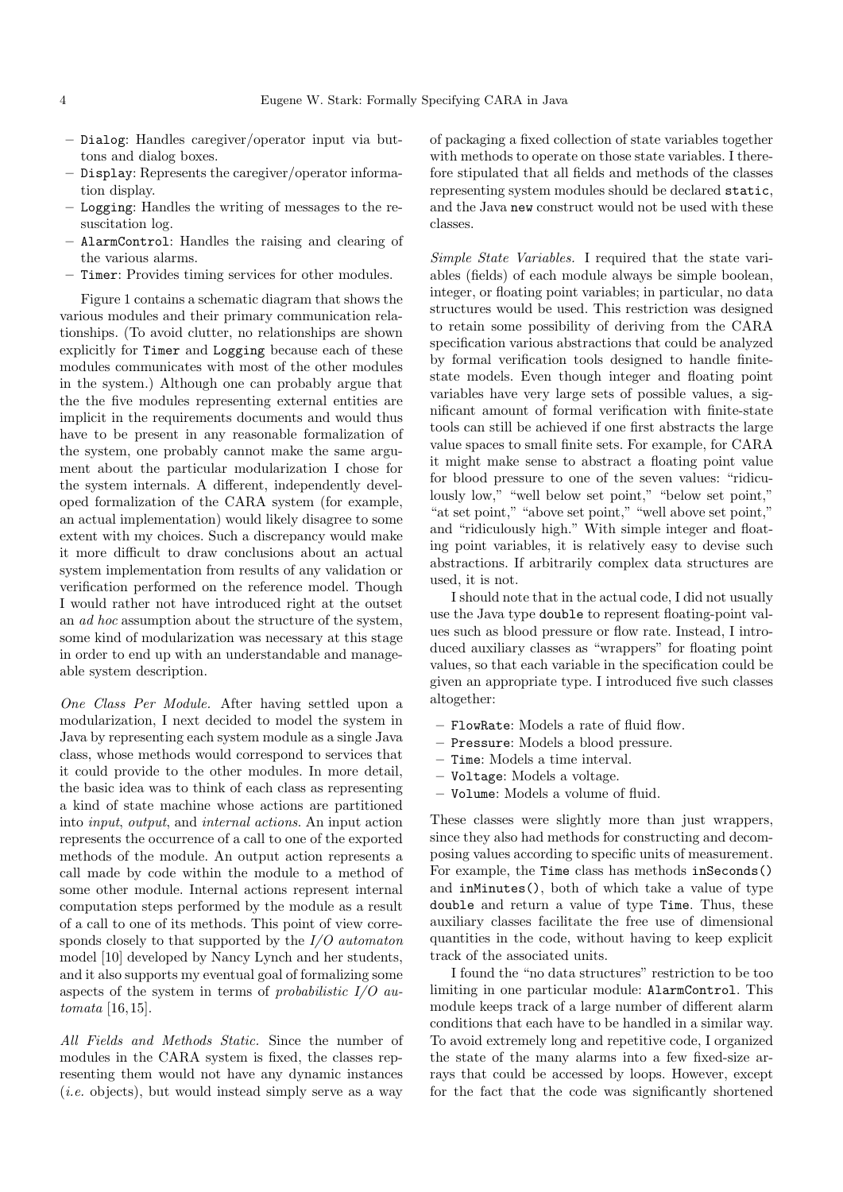- Dialog: Handles caregiver/operator input via buttons and dialog boxes.
- Display: Represents the caregiver/operator information display.
- Logging: Handles the writing of messages to the resuscitation log.
- AlarmControl: Handles the raising and clearing of the various alarms.
- Timer: Provides timing services for other modules.

Figure 1 contains a schematic diagram that shows the various modules and their primary communication relationships. (To avoid clutter, no relationships are shown explicitly for Timer and Logging because each of these modules communicates with most of the other modules in the system.) Although one can probably argue that the the five modules representing external entities are implicit in the requirements documents and would thus have to be present in any reasonable formalization of the system, one probably cannot make the same argument about the particular modularization I chose for the system internals. A different, independently developed formalization of the CARA system (for example, an actual implementation) would likely disagree to some extent with my choices. Such a discrepancy would make it more difficult to draw conclusions about an actual system implementation from results of any validation or verification performed on the reference model. Though I would rather not have introduced right at the outset an *ad hoc* assumption about the structure of the system, some kind of modularization was necessary at this stage in order to end up with an understandable and manageable system description.

*One Class Per Module.* After having settled upon a modularization, I next decided to model the system in Java by representing each system module as a single Java class, whose methods would correspond to services that it could provide to the other modules. In more detail, the basic idea was to think of each class as representing a kind of state machine whose actions are partitioned into *input*, *output*, and *internal actions*. An input action represents the occurrence of a call to one of the exported methods of the module. An output action represents a call made by code within the module to a method of some other module. Internal actions represent internal computation steps performed by the module as a result of a call to one of its methods. This point of view corresponds closely to that supported by the *I/O automaton* model [10] developed by Nancy Lynch and her students, and it also supports my eventual goal of formalizing some aspects of the system in terms of *probabilistic I/O automata* [16,15].

*All Fields and Methods Static.* Since the number of modules in the CARA system is fixed, the classes representing them would not have any dynamic instances (*i.e.* objects), but would instead simply serve as a way of packaging a fixed collection of state variables together with methods to operate on those state variables. I therefore stipulated that all fields and methods of the classes representing system modules should be declared static, and the Java new construct would not be used with these classes.

*Simple State Variables.* I required that the state variables (fields) of each module always be simple boolean, integer, or floating point variables; in particular, no data structures would be used. This restriction was designed to retain some possibility of deriving from the CARA specification various abstractions that could be analyzed by formal verification tools designed to handle finite-state models. Even though integer and floating point variables have very large sets of possible values, a significant amount of formal verification with finite-state tools can still be achieved if one first abstracts the large value spaces to small finite sets. For example, for CARA it might make sense to abstract a floating point value for blood pressure to one of the seven values: "ridiculously low," "well below set point," "below set point," "at set point," "above set point," "well above set point," and "ridiculously high." With simple integer and floating point variables, it is relatively easy to devise such abstractions. If arbitrarily complex data structures are used, it is not.

I should note that in the actual code, I did not usually use the Java type double to represent floating-point values such as blood pressure or flow rate. Instead, I introduced auxiliary classes as "wrappers" for floating point values, so that each variable in the specification could be given an appropriate type. I introduced five such classes altogether:

- FlowRate: Models a rate of fluid flow.
- Pressure: Models a blood pressure.
- Time: Models a time interval.
- Voltage: Models a voltage.
- Volume: Models a volume of fluid.

These classes were slightly more than just wrappers, since they also had methods for constructing and decomposing values according to specific units of measurement. For example, the Time class has methods inSeconds() and inMinutes(), both of which take a value of type double and return a value of type Time. Thus, these auxiliary classes facilitate the free use of dimensional quantities in the code, without having to keep explicit track of the associated units.

I found the "no data structures" restriction to be too limiting in one particular module: AlarmControl. This module keeps track of a large number of different alarm conditions that each have to be handled in a similar way. To avoid extremely long and repetitive code, I organized the state of the many alarms into a few fixed-size arrays that could be accessed by loops. However, except for the fact that the code was significantly shortened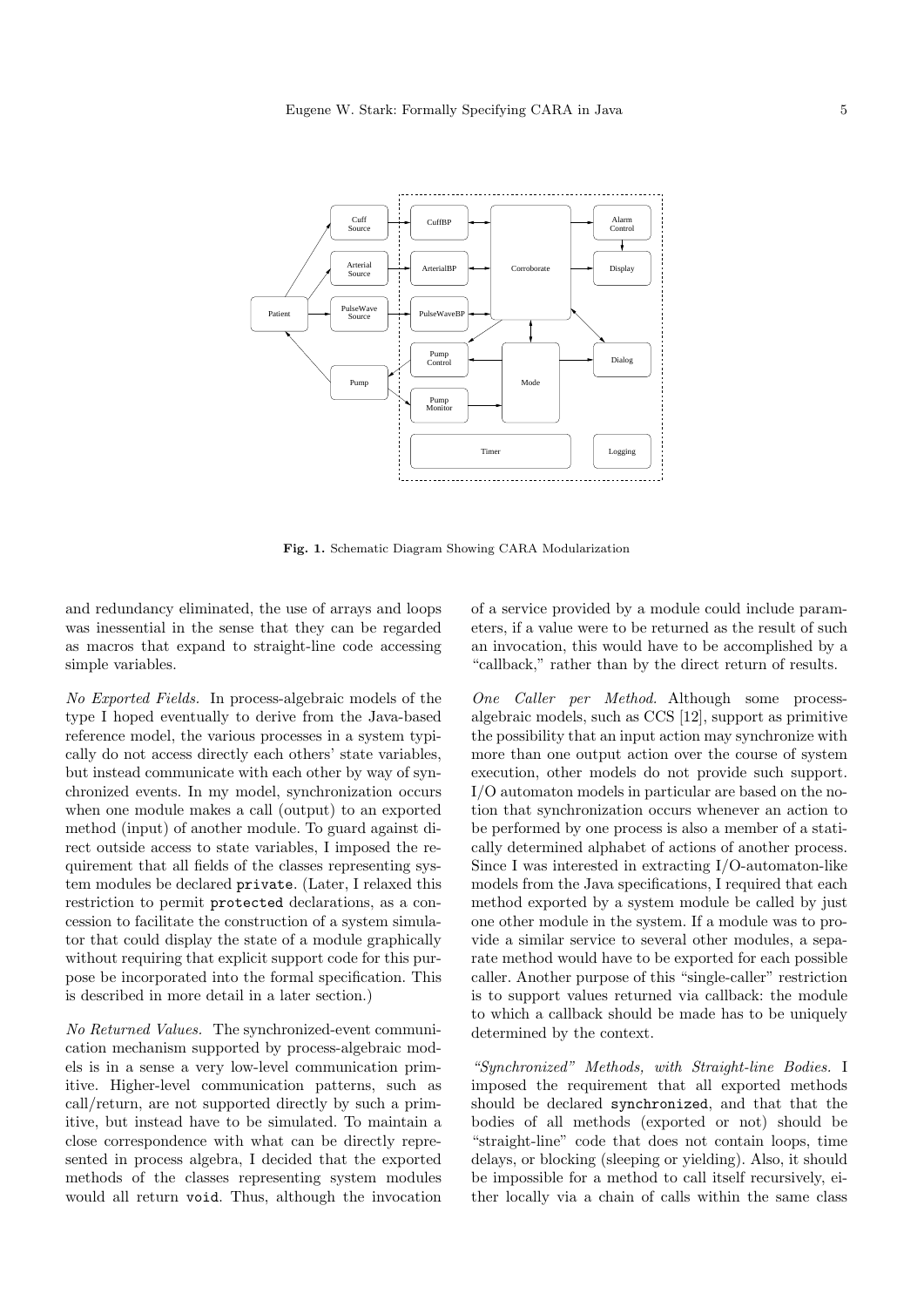Patient

Cuff Source

Arterial Source

PulseWave Source

Pump

CuffBP

ArterialBP

PulseWaveBP

Corroborate

Alarm Control

Display

Pump Control

Pump Monitor

Mode

Dialog

Timer

Logging

**Fig. 1.** Schematic Diagram Showing CARA Modularization

and redundancy eliminated, the use of arrays and loops was inessential in the sense that they can be regarded as macros that expand to straight-line code accessing simple variables.

*No Exported Fields.* In process-algebraic models of the type I hoped eventually to derive from the Java-based reference model, the various processes in a system typically do not access directly each others' state variables, but instead communicate with each other by way of synchronized events. In my model, synchronization occurs when one module makes a call (output) to an exported method (input) of another module. To guard against direct outside access to state variables, I imposed the requirement that all fields of the classes representing system modules be declared `private`. (Later, I relaxed this restriction to permit `protected` declarations, as a concession to facilitate the construction of a system simulator that could display the state of a module graphically without requiring that explicit support code for this purpose be incorporated into the formal specification. This is described in more detail in a later section.)

*No Returned Values.* The synchronized-event communication mechanism supported by process-algebraic models is in a sense a very low-level communication primitive. Higher-level communication patterns, such as call/return, are not supported directly by such a primitive, but instead have to be simulated. To maintain a close correspondence with what can be directly represented in process algebra, I decided that the exported methods of the classes representing system modules would all return `void`. Thus, although the invocation of a service provided by a module could include parameters, if a value were to be returned as the result of such an invocation, this would have to be accomplished by a "callback," rather than by the direct return of results.

*One Caller per Method.* Although some process-algebraic models, such as CCS [12], support as primitive the possibility that an input action may synchronize with more than one output action over the course of system execution, other models do not provide such support. I/O automaton models in particular are based on the notion that synchronization occurs whenever an action to be performed by one process is also a member of a statically determined alphabet of actions of another process. Since I was interested in extracting I/O-automaton-like models from the Java specifications, I required that each method exported by a system module be called by just one other module in the system. If a module was to provide a similar service to several other modules, a separate method would have to be exported for each possible caller. Another purpose of this "single-caller" restriction is to support values returned via callback: the module to which a callback should be made has to be uniquely determined by the context.

*"Synchronized" Methods, with Straight-line Bodies.* I imposed the requirement that all exported methods should be declared `synchronized`, and that that the bodies of all methods (exported or not) should be "straight-line" code that does not contain loops, time delays, or blocking (sleeping or yielding). Also, it should be impossible for a method to call itself recursively, either locally via a chain of calls within the same class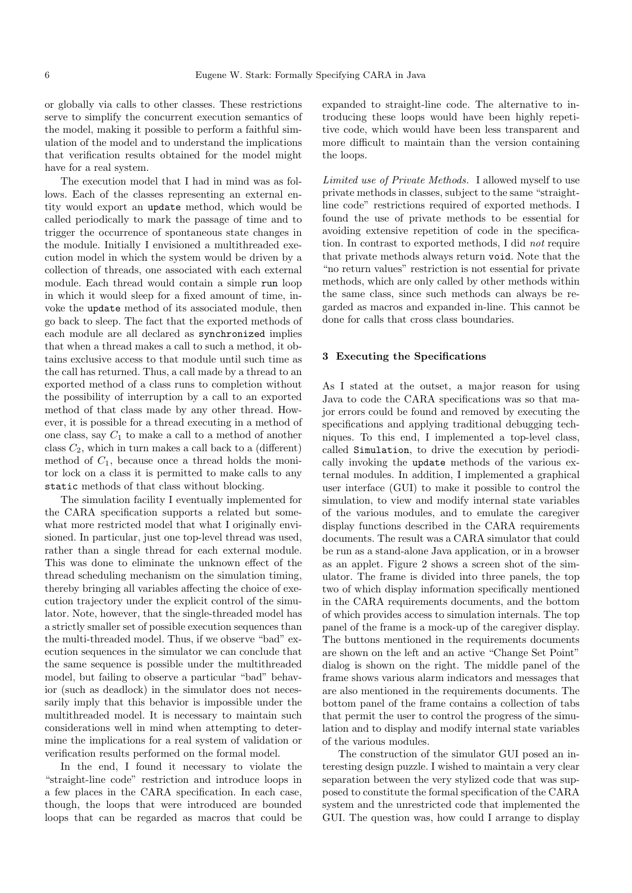or globally via calls to other classes. These restrictions serve to simplify the concurrent execution semantics of the model, making it possible to perform a faithful simulation of the model and to understand the implications that verification results obtained for the model might have for a real system.

The execution model that I had in mind was as follows. Each of the classes representing an external entity would export an `update` method, which would be called periodically to mark the passage of time and to trigger the occurrence of spontaneous state changes in the module. Initially I envisioned a multithreaded execution model in which the system would be driven by a collection of threads, one associated with each external module. Each thread would contain a simple `run` loop in which it would sleep for a fixed amount of time, invoke the `update` method of its associated module, then go back to sleep. The fact that the exported methods of each module are all declared as `synchronized` implies that when a thread makes a call to such a method, it obtains exclusive access to that module until such time as the call has returned. Thus, a call made by a thread to an exported method of a class runs to completion without the possibility of interruption by a call to an exported method of that class made by any other thread. However, it is possible for a thread executing in a method of one class, say $C_1$ to make a call to a method of another class $C_2$, which in turn makes a call back to a (different) method of $C_1$, because once a thread holds the monitor lock on a class it is permitted to make calls to any `static` methods of that class without blocking.

The simulation facility I eventually implemented for the CARA specification supports a related but somewhat more restricted model that what I originally envisioned. In particular, just one top-level thread was used, rather than a single thread for each external module. This was done to eliminate the unknown effect of the thread scheduling mechanism on the simulation timing, thereby bringing all variables affecting the choice of execution trajectory under the explicit control of the simulator. Note, however, that the single-threaded model has a strictly smaller set of possible execution sequences than the multi-threaded model. Thus, if we observe "bad" execution sequences in the simulator we can conclude that the same sequence is possible under the multithreaded model, but failing to observe a particular "bad" behavior (such as deadlock) in the simulator does not necessarily imply that this behavior is impossible under the multithreaded model. It is necessary to maintain such considerations well in mind when attempting to determine the implications for a real system of validation or verification results performed on the formal model.

In the end, I found it necessary to violate the "straight-line code" restriction and introduce loops in a few places in the CARA specification. In each case, though, the loops that were introduced are bounded loops that can be regarded as macros that could be expanded to straight-line code. The alternative to introducing these loops would have been highly repetitive code, which would have been less transparent and more difficult to maintain than the version containing the loops.

*Limited use of Private Methods.* I allowed myself to use private methods in classes, subject to the same "straight-line code" restrictions required of exported methods. I found the use of private methods to be essential for avoiding extensive repetition of code in the specification. In contrast to exported methods, I did *not* require that private methods always return `void`. Note that the "no return values" restriction is not essential for private methods, which are only called by other methods within the same class, since such methods can always be regarded as macros and expanded in-line. This cannot be done for calls that cross class boundaries.

## 3 Executing the Specifications

As I stated at the outset, a major reason for using Java to code the CARA specifications was so that major errors could be found and removed by executing the specifications and applying traditional debugging techniques. To this end, I implemented a top-level class, called `Simulation`, to drive the execution by periodically invoking the `update` methods of the various external modules. In addition, I implemented a graphical user interface (GUI) to make it possible to control the simulation, to view and modify internal state variables of the various modules, and to emulate the caregiver display functions described in the CARA requirements documents. The result was a CARA simulator that could be run as a stand-alone Java application, or in a browser as an applet. Figure 2 shows a screen shot of the simulator. The frame is divided into three panels, the top two of which display information specifically mentioned in the CARA requirements documents, and the bottom of which provides access to simulation internals. The top panel of the frame is a mock-up of the caregiver display. The buttons mentioned in the requirements documents are shown on the left and an active "Change Set Point" dialog is shown on the right. The middle panel of the frame shows various alarm indicators and messages that are also mentioned in the requirements documents. The bottom panel of the frame contains a collection of tabs that permit the user to control the progress of the simulation and to display and modify internal state variables of the various modules.

The construction of the simulator GUI posed an interesting design puzzle. I wished to maintain a very clear separation between the very stylized code that was supposed to constitute the formal specification of the CARA system and the unrestricted code that implemented the GUI. The question was, how could I arrange to display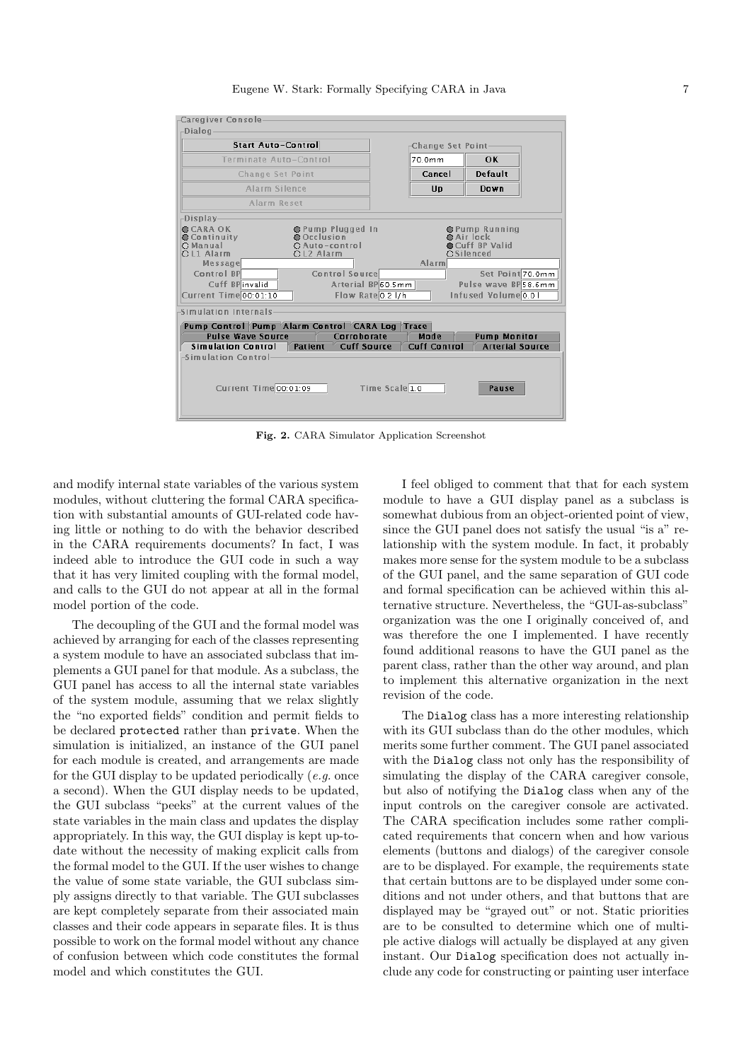Fig. 2. CARA Simulator Application Screenshot

and modify internal state variables of the various system modules, without cluttering the formal CARA specification with substantial amounts of GUI-related code having little or nothing to do with the behavior described in the CARA requirements documents? In fact, I was indeed able to introduce the GUI code in such a way that it has very limited coupling with the formal model, and calls to the GUI do not appear at all in the formal model portion of the code.

The decoupling of the GUI and the formal model was achieved by arranging for each of the classes representing a system module to have an associated subclass that implements a GUI panel for that module. As a subclass, the GUI panel has access to all the internal state variables of the system module, assuming that we relax slightly the "no exported fields" condition and permit fields to be declared `protected` rather than `private`. When the simulation is initialized, an instance of the GUI panel for each module is created, and arrangements are made for the GUI display to be updated periodically (*e.g.* once a second). When the GUI display needs to be updated, the GUI subclass "peeks" at the current values of the state variables in the main class and updates the display appropriately. In this way, the GUI display is kept up-to-date without the necessity of making explicit calls from the formal model to the GUI. If the user wishes to change the value of some state variable, the GUI subclass simply assigns directly to that variable. The GUI subclasses are kept completely separate from their associated main classes and their code appears in separate files. It is thus possible to work on the formal model without any chance of confusion between which code constitutes the formal model and which constitutes the GUI.

I feel obliged to comment that that for each system module to have a GUI display panel as a subclass is somewhat dubious from an object-oriented point of view, since the GUI panel does not satisfy the usual "is a" relationship with the system module. In fact, it probably makes more sense for the system module to be a subclass of the GUI panel, and the same separation of GUI code and formal specification can be achieved within this alternative structure. Nevertheless, the "GUI-as-subclass" organization was the one I originally conceived of, and was therefore the one I implemented. I have recently found additional reasons to have the GUI panel as the parent class, rather than the other way around, and plan to implement this alternative organization in the next revision of the code.

The `Dialog` class has a more interesting relationship with its GUI subclass than do the other modules, which merits some further comment. The GUI panel associated with the `Dialog` class not only has the responsibility of simulating the display of the CARA caregiver console, but also of notifying the `Dialog` class when any of the input controls on the caregiver console are activated. The CARA specification includes some rather complicated requirements that concern when and how various elements (buttons and dialogs) of the caregiver console are to be displayed. For example, the requirements state that certain buttons are to be displayed under some conditions and not under others, and that buttons that are displayed may be "grayed out" or not. Static priorities are to be consulted to determine which one of multiple active dialogs will actually be displayed at any given instant. Our `Dialog` specification does not actually include any code for constructing or painting user interface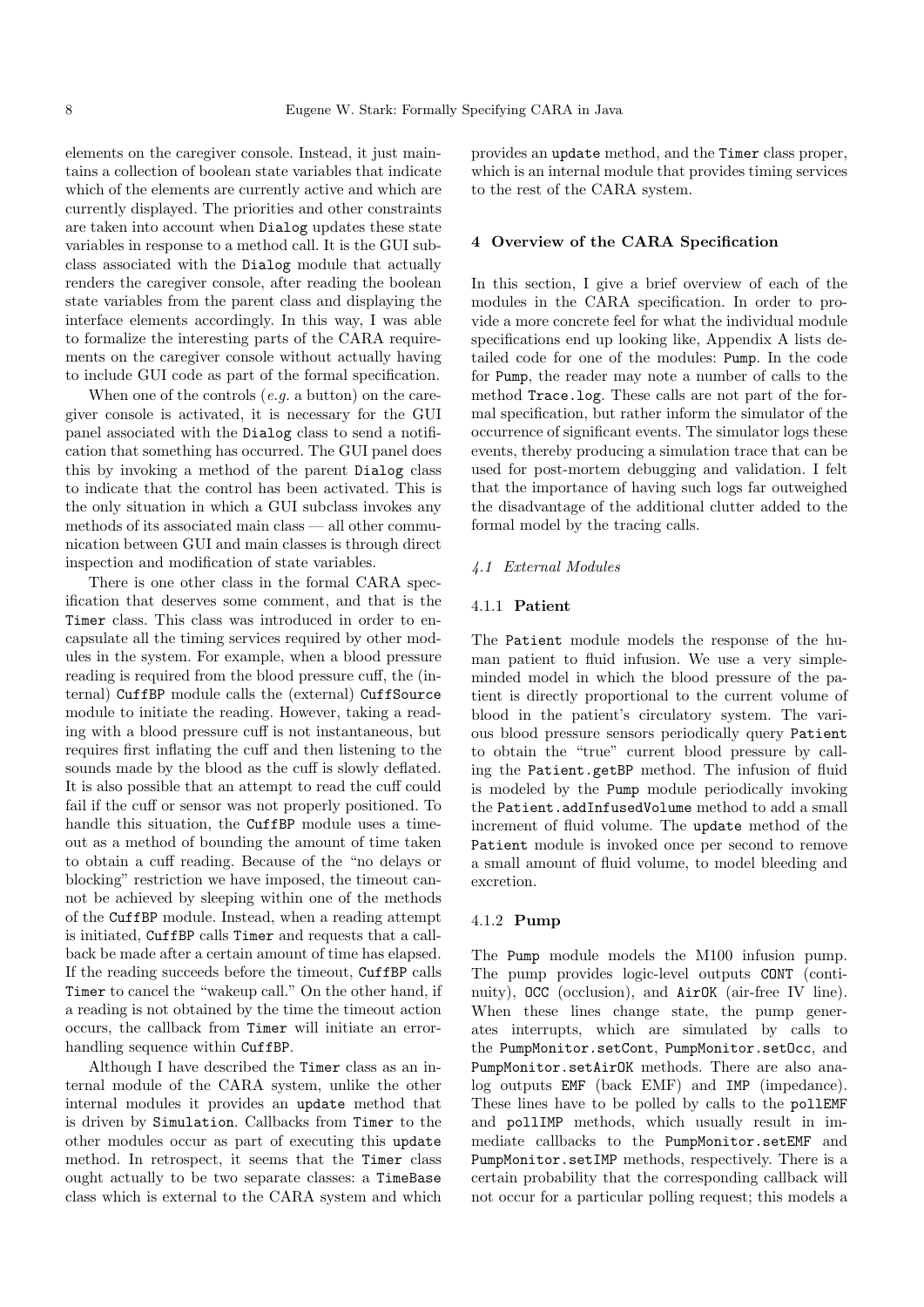elements on the caregiver console. Instead, it just maintains a collection of boolean state variables that indicate which of the elements are currently active and which are currently displayed. The priorities and other constraints are taken into account when `Dialog` updates these state variables in response to a method call. It is the GUI subclass associated with the `Dialog` module that actually renders the caregiver console, after reading the boolean state variables from the parent class and displaying the interface elements accordingly. In this way, I was able to formalize the interesting parts of the CARA requirements on the caregiver console without actually having to include GUI code as part of the formal specification.

When one of the controls (*e.g.* a button) on the caregiver console is activated, it is necessary for the GUI panel associated with the `Dialog` class to send a notification that something has occurred. The GUI panel does this by invoking a method of the parent `Dialog` class to indicate that the control has been activated. This is the only situation in which a GUI subclass invokes any methods of its associated main class — all other communication between GUI and main classes is through direct inspection and modification of state variables.

There is one other class in the formal CARA specification that deserves some comment, and that is the `Timer` class. This class was introduced in order to encapsulate all the timing services required by other modules in the system. For example, when a blood pressure reading is required from the blood pressure cuff, the (internal) `CuffBP` module calls the (external) `CuffSource` module to initiate the reading. However, taking a reading with a blood pressure cuff is not instantaneous, but requires first inflating the cuff and then listening to the sounds made by the blood as the cuff is slowly deflated. It is also possible that an attempt to read the cuff could fail if the cuff or sensor was not properly positioned. To handle this situation, the `CuffBP` module uses a timeout as a method of bounding the amount of time taken to obtain a cuff reading. Because of the "no delays or blocking" restriction we have imposed, the timeout cannot be achieved by sleeping within one of the methods of the `CuffBP` module. Instead, when a reading attempt is initiated, `CuffBP` calls `Timer` and requests that a callback be made after a certain amount of time has elapsed. If the reading succeeds before the timeout, `CuffBP` calls `Timer` to cancel the "wakeup call." On the other hand, if a reading is not obtained by the time the timeout action occurs, the callback from `Timer` will initiate an error-handling sequence within `CuffBP`.

Although I have described the `Timer` class as an internal module of the CARA system, unlike the other internal modules it provides an `update` method that is driven by `Simulation`. Callbacks from `Timer` to the other modules occur as part of executing this `update` method. In retrospect, it seems that the `Timer` class ought actually to be two separate classes: a `TimeBase` class which is external to the CARA system and which provides an `update` method, and the `Timer` class proper, which is an internal module that provides timing services to the rest of the CARA system.

## 4 Overview of the CARA Specification

In this section, I give a brief overview of each of the modules in the CARA specification. In order to provide a more concrete feel for what the individual module specifications end up looking like, Appendix A lists detailed code for one of the modules: `Pump`. In the code for `Pump`, the reader may note a number of calls to the method `Trace.log`. These calls are not part of the formal specification, but rather inform the simulator of the occurrence of significant events. The simulator logs these events, thereby producing a simulation trace that can be used for post-mortem debugging and validation. I felt that the importance of having such logs far outweighed the disadvantage of the additional clutter added to the formal model by the tracing calls.

### *4.1 External Modules*

#### 4.1.1 **Patient**

The `Patient` module models the response of the human patient to fluid infusion. We use a very simple-minded model in which the blood pressure of the patient is directly proportional to the current volume of blood in the patient's circulatory system. The various blood pressure sensors periodically query `Patient` to obtain the "true" current blood pressure by calling the `Patient.getBP` method. The infusion of fluid is modeled by the `Pump` module periodically invoking the `Patient.addInfusedVolume` method to add a small increment of fluid volume. The `update` method of the `Patient` module is invoked once per second to remove a small amount of fluid volume, to model bleeding and excretion.

#### 4.1.2 **Pump**

The `Pump` module models the M100 infusion pump. The pump provides logic-level outputs `CONT` (continuity), `OCC` (occlusion), and `AirOK` (air-free IV line). When these lines change state, the pump generates interrupts, which are simulated by calls to the `PumpMonitor.setCont`, `PumpMonitor.setOcc`, and `PumpMonitor.setAirOK` methods. There are also analog outputs `EMF` (back EMF) and `IMP` (impedance). These lines have to be polled by calls to the `pollEMF` and `pollIMP` methods, which usually result in immediate callbacks to the `PumpMonitor.setEMF` and `PumpMonitor.setIMP` methods, respectively. There is a certain probability that the corresponding callback will not occur for a particular polling request; this models a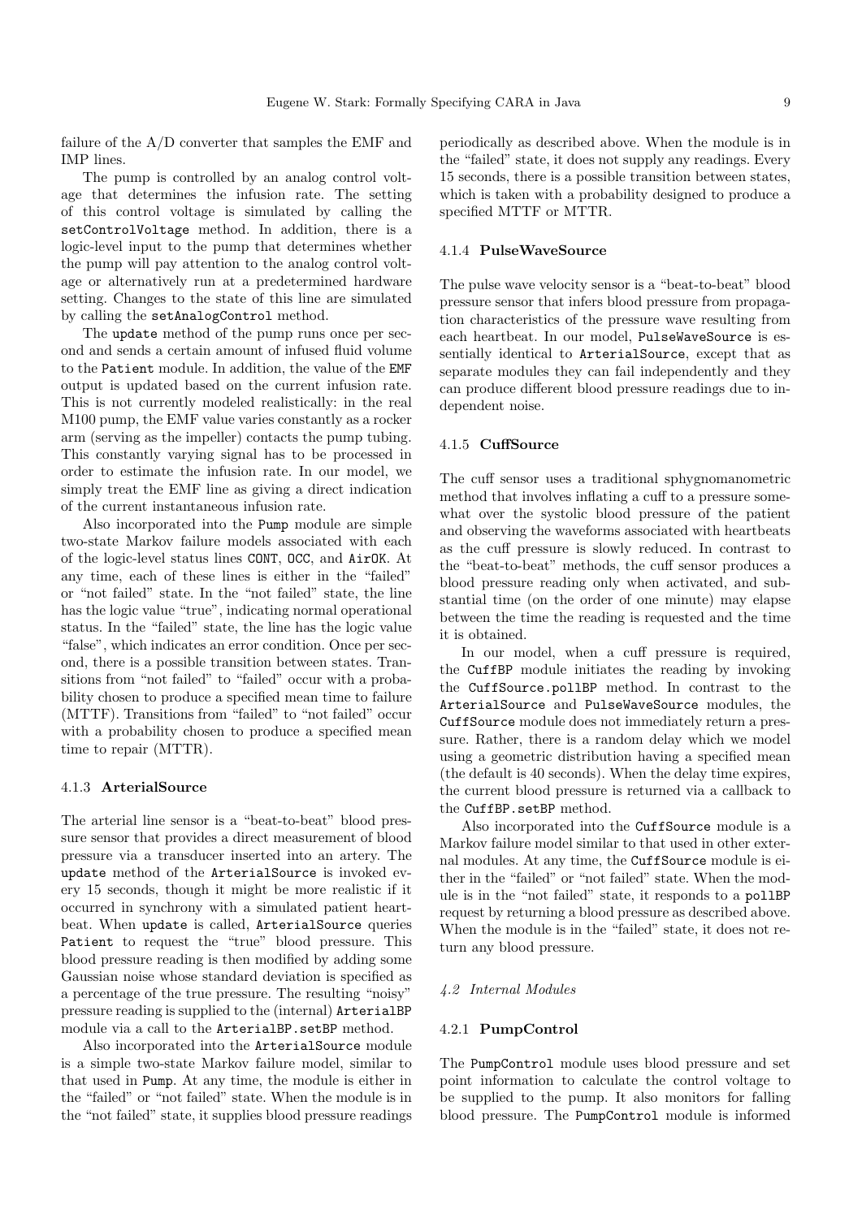failure of the A/D converter that samples the EMF and IMP lines.

The pump is controlled by an analog control voltage that determines the infusion rate. The setting of this control voltage is simulated by calling the `setControlVoltage` method. In addition, there is a logic-level input to the pump that determines whether the pump will pay attention to the analog control voltage or alternatively run at a predetermined hardware setting. Changes to the state of this line are simulated by calling the `setAnalogControl` method.

The `update` method of the pump runs once per second and sends a certain amount of infused fluid volume to the `Patient` module. In addition, the value of the `EMF` output is updated based on the current infusion rate. This is not currently modeled realistically: in the real M100 pump, the EMF value varies constantly as a rocker arm (serving as the impeller) contacts the pump tubing. This constantly varying signal has to be processed in order to estimate the infusion rate. In our model, we simply treat the EMF line as giving a direct indication of the current instantaneous infusion rate.

Also incorporated into the `Pump` module are simple two-state Markov failure models associated with each of the logic-level status lines `CONT`, `OCC`, and `AirOK`. At any time, each of these lines is either in the "failed" or "not failed" state. In the "not failed" state, the line has the logic value "true", indicating normal operational status. In the "failed" state, the line has the logic value "false", which indicates an error condition. Once per second, there is a possible transition between states. Transitions from "not failed" to "failed" occur with a probability chosen to produce a specified mean time to failure (MTTF). Transitions from "failed" to "not failed" occur with a probability chosen to produce a specified mean time to repair (MTTR).

#### 4.1.3 ArterialSource

The arterial line sensor is a "beat-to-beat" blood pressure sensor that provides a direct measurement of blood pressure via a transducer inserted into an artery. The `update` method of the `ArterialSource` is invoked every 15 seconds, though it might be more realistic if it occurred in synchrony with a simulated patient heartbeat. When `update` is called, `ArterialSource` queries `Patient` to request the "true" blood pressure. This blood pressure reading is then modified by adding some Gaussian noise whose standard deviation is specified as a percentage of the true pressure. The resulting "noisy" pressure reading is supplied to the (internal) `ArterialBP` module via a call to the `ArterialBP.setBP` method.

Also incorporated into the `ArterialSource` module is a simple two-state Markov failure model, similar to that used in `Pump`. At any time, the module is either in the "failed" or "not failed" state. When the module is in the "not failed" state, it supplies blood pressure readings periodically as described above. When the module is in the "failed" state, it does not supply any readings. Every 15 seconds, there is a possible transition between states, which is taken with a probability designed to produce a specified MTTF or MTTR.

#### 4.1.4 PulseWaveSource

The pulse wave velocity sensor is a "beat-to-beat" blood pressure sensor that infers blood pressure from propagation characteristics of the pressure wave resulting from each heartbeat. In our model, `PulseWaveSource` is essentially identical to `ArterialSource`, except that as separate modules they can fail independently and they can produce different blood pressure readings due to independent noise.

#### 4.1.5 CuffSource

The cuff sensor uses a traditional sphygnomanometric method that involves inflating a cuff to a pressure somewhat over the systolic blood pressure of the patient and observing the waveforms associated with heartbeats as the cuff pressure is slowly reduced. In contrast to the "beat-to-beat" methods, the cuff sensor produces a blood pressure reading only when activated, and substantial time (on the order of one minute) may elapse between the time the reading is requested and the time it is obtained.

In our model, when a cuff pressure is required, the `CuffBP` module initiates the reading by invoking the `CuffSource.pollBP` method. In contrast to the `ArterialSource` and `PulseWaveSource` modules, the `CuffSource` module does not immediately return a pressure. Rather, there is a random delay which we model using a geometric distribution having a specified mean (the default is 40 seconds). When the delay time expires, the current blood pressure is returned via a callback to the `CuffBP.setBP` method.

Also incorporated into the `CuffSource` module is a Markov failure model similar to that used in other external modules. At any time, the `CuffSource` module is either in the "failed" or "not failed" state. When the module is in the "not failed" state, it responds to a `pollBP` request by returning a blood pressure as described above. When the module is in the "failed" state, it does not return any blood pressure.

### *4.2 Internal Modules*

#### 4.2.1 PumpControl

The `PumpControl` module uses blood pressure and set point information to calculate the control voltage to be supplied to the pump. It also monitors for falling blood pressure. The `PumpControl` module is informed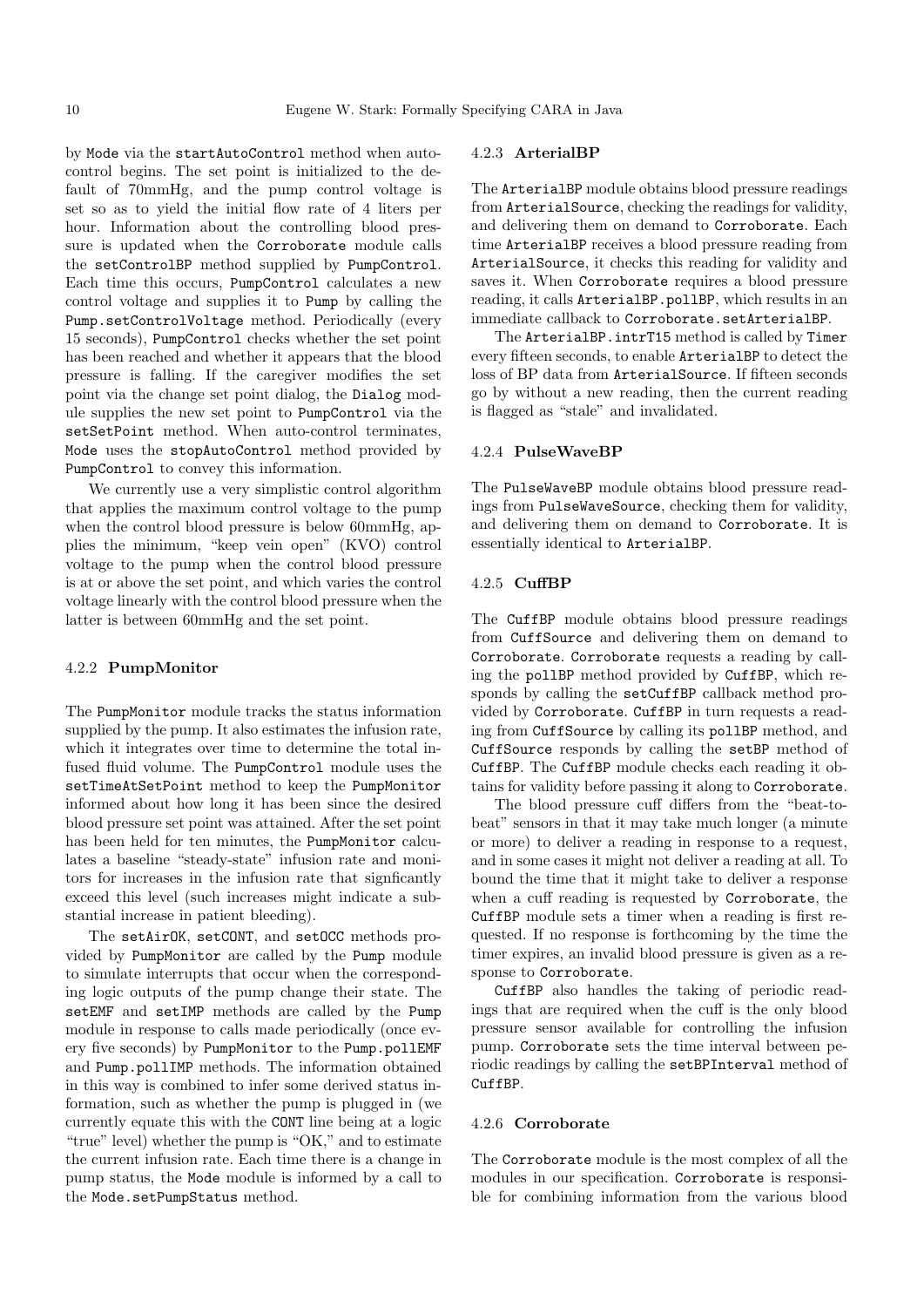by Mode via the startAutoControl method when autocontrol begins. The set point is initialized to the default of 70mmHg, and the pump control voltage is set so as to yield the initial flow rate of 4 liters per hour. Information about the controlling blood pressure is updated when the Corroborate module calls the setControlBP method supplied by PumpControl. Each time this occurs, PumpControl calculates a new control voltage and supplies it to Pump by calling the Pump.setControlVoltage method. Periodically (every 15 seconds), PumpControl checks whether the set point has been reached and whether it appears that the blood pressure is falling. If the caregiver modifies the set point via the change set point dialog, the Dialog module supplies the new set point to PumpControl via the setSetPoint method. When auto-control terminates, Mode uses the stopAutoControl method provided by PumpControl to convey this information.

We currently use a very simplistic control algorithm that applies the maximum control voltage to the pump when the control blood pressure is below 60mmHg, applies the minimum, "keep vein open" (KVO) control voltage to the pump when the control blood pressure is at or above the set point, and which varies the control voltage linearly with the control blood pressure when the latter is between 60mmHg and the set point.

#### 4.2.2 PumpMonitor

The PumpMonitor module tracks the status information supplied by the pump. It also estimates the infusion rate, which it integrates over time to determine the total infused fluid volume. The PumpControl module uses the setTimeAtSetPoint method to keep the PumpMonitor informed about how long it has been since the desired blood pressure set point was attained. After the set point has been held for ten minutes, the PumpMonitor calculates a baseline "steady-state" infusion rate and monitors for increases in the infusion rate that signficantly exceed this level (such increases might indicate a substantial increase in patient bleeding).

The setAirOK, setCONT, and setOCC methods provided by PumpMonitor are called by the Pump module to simulate interrupts that occur when the corresponding logic outputs of the pump change their state. The setEMF and setIMP methods are called by the Pump module in response to calls made periodically (once every five seconds) by PumpMonitor to the Pump.pollEMF and Pump.pollIMP methods. The information obtained in this way is combined to infer some derived status information, such as whether the pump is plugged in (we currently equate this with the CONT line being at a logic "true" level) whether the pump is "OK," and to estimate the current infusion rate. Each time there is a change in pump status, the Mode module is informed by a call to the Mode.setPumpStatus method.

#### 4.2.3 ArterialBP

The ArterialBP module obtains blood pressure readings from ArterialSource, checking the readings for validity, and delivering them on demand to Corroborate. Each time ArterialBP receives a blood pressure reading from ArterialSource, it checks this reading for validity and saves it. When Corroborate requires a blood pressure reading, it calls ArterialBP.pollBP, which results in an immediate callback to Corroborate.setArterialBP.

The ArterialBP.intrT15 method is called by Timer every fifteen seconds, to enable ArterialBP to detect the loss of BP data from ArterialSource. If fifteen seconds go by without a new reading, then the current reading is flagged as "stale" and invalidated.

#### 4.2.4 PulseWaveBP

The PulseWaveBP module obtains blood pressure readings from PulseWaveSource, checking them for validity, and delivering them on demand to Corroborate. It is essentially identical to ArterialBP.

#### 4.2.5 CuffBP

The CuffBP module obtains blood pressure readings from CuffSource and delivering them on demand to Corroborate. Corroborate requests a reading by calling the pollBP method provided by CuffBP, which responds by calling the setCuffBP callback method provided by Corroborate. CuffBP in turn requests a reading from CuffSource by calling its pollBP method, and CuffSource responds by calling the setBP method of CuffBP. The CuffBP module checks each reading it obtains for validity before passing it along to Corroborate.

The blood pressure cuff differs from the "beat-to-beat" sensors in that it may take much longer (a minute or more) to deliver a reading in response to a request, and in some cases it might not deliver a reading at all. To bound the time that it might take to deliver a response when a cuff reading is requested by Corroborate, the CuffBP module sets a timer when a reading is first requested. If no response is forthcoming by the time the timer expires, an invalid blood pressure is given as a response to Corroborate.

CuffBP also handles the taking of periodic readings that are required when the cuff is the only blood pressure sensor available for controlling the infusion pump. Corroborate sets the time interval between periodic readings by calling the setBPInterval method of CuffBP.

#### 4.2.6 Corroborate

The Corroborate module is the most complex of all the modules in our specification. Corroborate is responsible for combining information from the various blood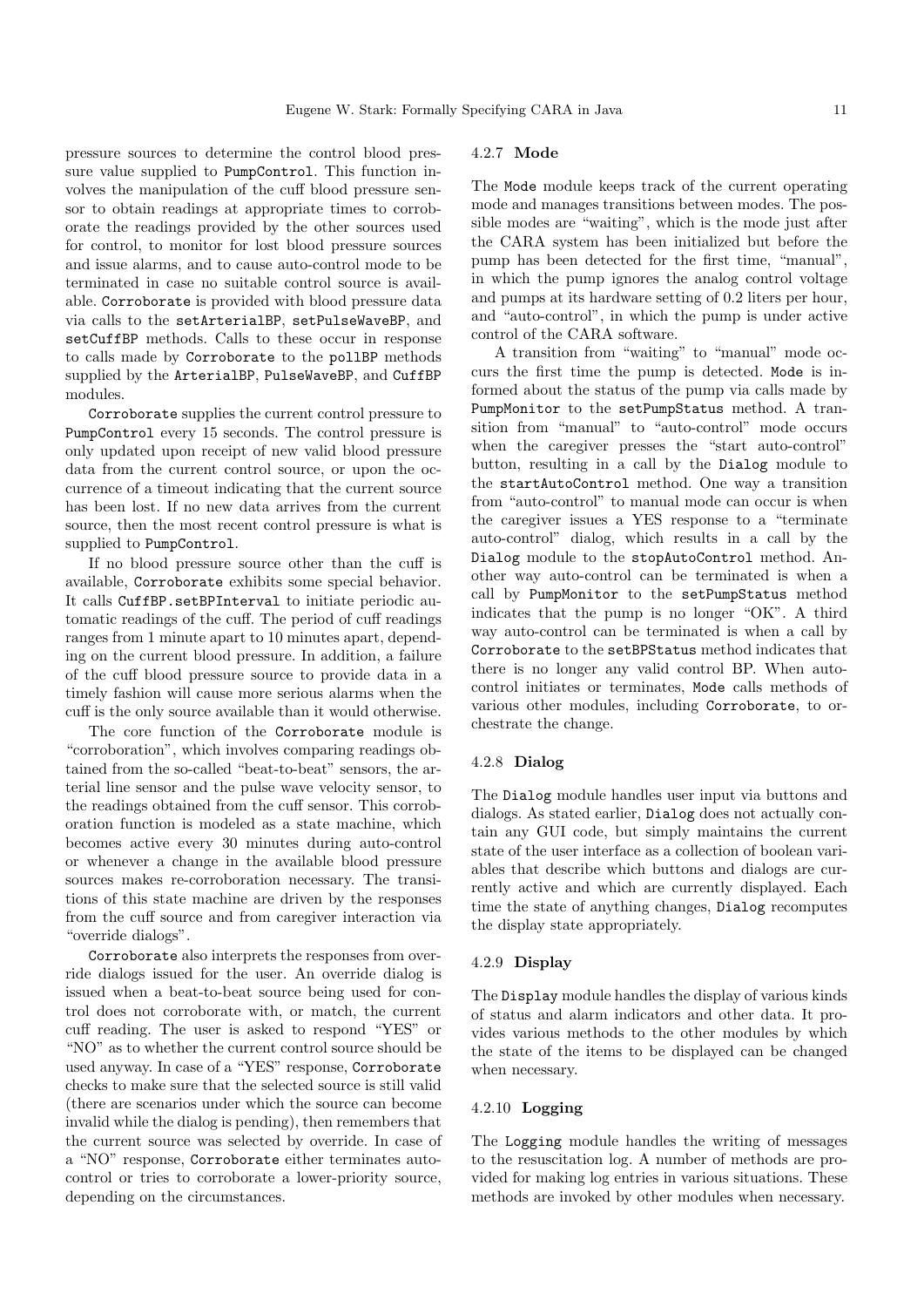pressure sources to determine the control blood pressure value supplied to `PumpControl`. This function involves the manipulation of the cuff blood pressure sensor to obtain readings at appropriate times to corroborate the readings provided by the other sources used for control, to monitor for lost blood pressure sources and issue alarms, and to cause auto-control mode to be terminated in case no suitable control source is available. `Corroborate` is provided with blood pressure data via calls to the `setArterialBP`, `setPulseWaveBP`, and `setCuffBP` methods. Calls to these occur in response to calls made by `Corroborate` to the `pollBP` methods supplied by the `ArterialBP`, `PulseWaveBP`, and `CuffBP` modules.

`Corroborate` supplies the current control pressure to `PumpControl` every 15 seconds. The control pressure is only updated upon receipt of new valid blood pressure data from the current control source, or upon the occurrence of a timeout indicating that the current source has been lost. If no new data arrives from the current source, then the most recent control pressure is what is supplied to `PumpControl`.

If no blood pressure source other than the cuff is available, `Corroborate` exhibits some special behavior. It calls `CuffBP.setBPInterval` to initiate periodic automatic readings of the cuff. The period of cuff readings ranges from 1 minute apart to 10 minutes apart, depending on the current blood pressure. In addition, a failure of the cuff blood pressure source to provide data in a timely fashion will cause more serious alarms when the cuff is the only source available than it would otherwise.

The core function of the `Corroborate` module is "corroboration", which involves comparing readings obtained from the so-called "beat-to-beat" sensors, the arterial line sensor and the pulse wave velocity sensor, to the readings obtained from the cuff sensor. This corroboration function is modeled as a state machine, which becomes active every 30 minutes during auto-control or whenever a change in the available blood pressure sources makes re-corroboration necessary. The transitions of this state machine are driven by the responses from the cuff source and from caregiver interaction via "override dialogs".

`Corroborate` also interprets the responses from override dialogs issued for the user. An override dialog is issued when a beat-to-beat source being used for control does not corroborate with, or match, the current cuff reading. The user is asked to respond "YES" or "NO" as to whether the current control source should be used anyway. In case of a "YES" response, `Corroborate` checks to make sure that the selected source is still valid (there are scenarios under which the source can become invalid while the dialog is pending), then remembers that the current source was selected by override. In case of a "NO" response, `Corroborate` either terminates auto-control or tries to corroborate a lower-priority source, depending on the circumstances.

#### 4.2.7 Mode

The `Mode` module keeps track of the current operating mode and manages transitions between modes. The possible modes are "waiting", which is the mode just after the CARA system has been initialized but before the pump has been detected for the first time, "manual", in which the pump ignores the analog control voltage and pumps at its hardware setting of 0.2 liters per hour, and "auto-control", in which the pump is under active control of the CARA software.

A transition from "waiting" to "manual" mode occurs the first time the pump is detected. `Mode` is informed about the status of the pump via calls made by `PumpMonitor` to the `setPumpStatus` method. A transition from "manual" to "auto-control" mode occurs when the caregiver presses the "start auto-control" button, resulting in a call by the `Dialog` module to the `startAutoControl` method. One way a transition from "auto-control" to manual mode can occur is when the caregiver issues a YES response to a "terminate auto-control" dialog, which results in a call by the `Dialog` module to the `stopAutoControl` method. Another way auto-control can be terminated is when a call by `PumpMonitor` to the `setPumpStatus` method indicates that the pump is no longer "OK". A third way auto-control can be terminated is when a call by `Corroborate` to the `setBPStatus` method indicates that there is no longer any valid control BP. When auto-control initiates or terminates, `Mode` calls methods of various other modules, including `Corroborate`, to orchestrate the change.

#### 4.2.8 Dialog

The `Dialog` module handles user input via buttons and dialogs. As stated earlier, `Dialog` does not actually contain any GUI code, but simply maintains the current state of the user interface as a collection of boolean variables that describe which buttons and dialogs are currently active and which are currently displayed. Each time the state of anything changes, `Dialog` recomputes the display state appropriately.

#### 4.2.9 Display

The `Display` module handles the display of various kinds of status and alarm indicators and other data. It provides various methods to the other modules by which the state of the items to be displayed can be changed when necessary.

#### 4.2.10 Logging

The `Logging` module handles the writing of messages to the resuscitation log. A number of methods are provided for making log entries in various situations. These methods are invoked by other modules when necessary.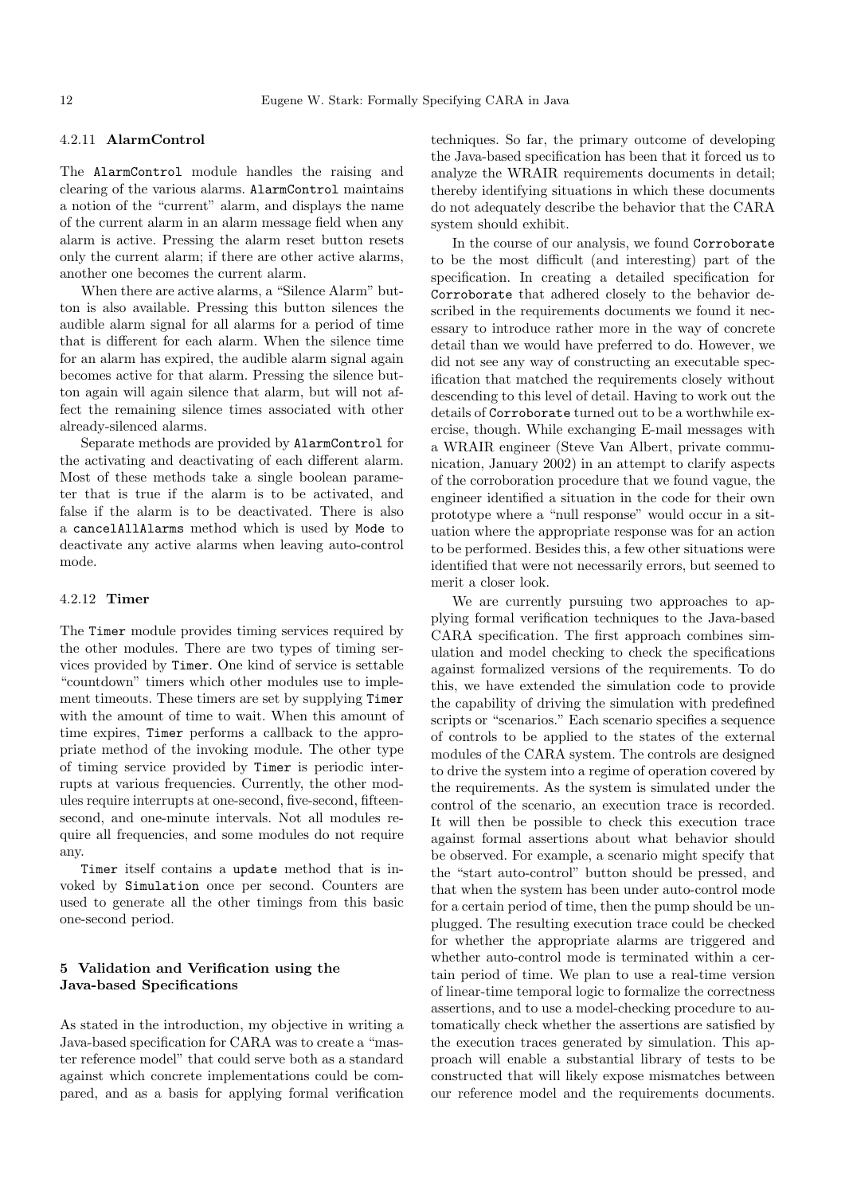#### 4.2.11 **AlarmControl**

The `AlarmControl` module handles the raising and clearing of the various alarms. `AlarmControl` maintains a notion of the "current" alarm, and displays the name of the current alarm in an alarm message field when any alarm is active. Pressing the alarm reset button resets only the current alarm; if there are other active alarms, another one becomes the current alarm.

When there are active alarms, a "Silence Alarm" button is also available. Pressing this button silences the audible alarm signal for all alarms for a period of time that is different for each alarm. When the silence time for an alarm has expired, the audible alarm signal again becomes active for that alarm. Pressing the silence button again will again silence that alarm, but will not affect the remaining silence times associated with other already-silenced alarms.

Separate methods are provided by `AlarmControl` for the activating and deactivating of each different alarm. Most of these methods take a single boolean parameter that is true if the alarm is to be activated, and false if the alarm is to be deactivated. There is also a `cancelAllAlarms` method which is used by `Mode` to deactivate any active alarms when leaving auto-control mode.

#### 4.2.12 **Timer**

The `Timer` module provides timing services required by the other modules. There are two types of timing services provided by `Timer`. One kind of service is settable "countdown" timers which other modules use to implement timeouts. These timers are set by supplying `Timer` with the amount of time to wait. When this amount of time expires, `Timer` performs a callback to the appropriate method of the invoking module. The other type of timing service provided by `Timer` is periodic interrupts at various frequencies. Currently, the other modules require interrupts at one-second, five-second, fifteen-second, and one-minute intervals. Not all modules require all frequencies, and some modules do not require any.

`Timer` itself contains a `update` method that is invoked by `Simulation` once per second. Counters are used to generate all the other timings from this basic one-second period.

## 5 Validation and Verification using the Java-based Specifications

As stated in the introduction, my objective in writing a Java-based specification for CARA was to create a "master reference model" that could serve both as a standard against which concrete implementations could be compared, and as a basis for applying formal verification techniques. So far, the primary outcome of developing the Java-based specification has been that it forced us to analyze the WRAIR requirements documents in detail; thereby identifying situations in which these documents do not adequately describe the behavior that the CARA system should exhibit.

In the course of our analysis, we found `Corroborate` to be the most difficult (and interesting) part of the specification. In creating a detailed specification for `Corroborate` that adhered closely to the behavior described in the requirements documents we found it necessary to introduce rather more in the way of concrete detail than we would have preferred to do. However, we did not see any way of constructing an executable specification that matched the requirements closely without descending to this level of detail. Having to work out the details of `Corroborate` turned out to be a worthwhile exercise, though. While exchanging E-mail messages with a WRAIR engineer (Steve Van Albert, private communication, January 2002) in an attempt to clarify aspects of the corroboration procedure that we found vague, the engineer identified a situation in the code for their own prototype where a "null response" would occur in a situation where the appropriate response was for an action to be performed. Besides this, a few other situations were identified that were not necessarily errors, but seemed to merit a closer look.

We are currently pursuing two approaches to applying formal verification techniques to the Java-based CARA specification. The first approach combines simulation and model checking to check the specifications against formalized versions of the requirements. To do this, we have extended the simulation code to provide the capability of driving the simulation with predefined scripts or "scenarios." Each scenario specifies a sequence of controls to be applied to the states of the external modules of the CARA system. The controls are designed to drive the system into a regime of operation covered by the requirements. As the system is simulated under the control of the scenario, an execution trace is recorded. It will then be possible to check this execution trace against formal assertions about what behavior should be observed. For example, a scenario might specify that the "start auto-control" button should be pressed, and that when the system has been under auto-control mode for a certain period of time, then the pump should be unplugged. The resulting execution trace could be checked for whether the appropriate alarms are triggered and whether auto-control mode is terminated within a certain period of time. We plan to use a real-time version of linear-time temporal logic to formalize the correctness assertions, and to use a model-checking procedure to automatically check whether the assertions are satisfied by the execution traces generated by simulation. This approach will enable a substantial library of tests to be constructed that will likely expose mismatches between our reference model and the requirements documents.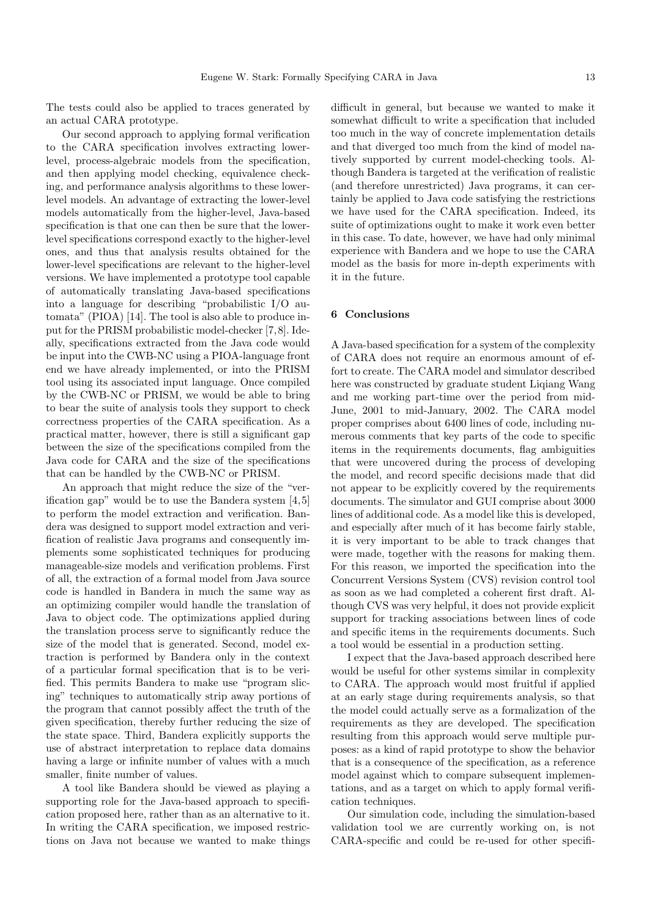The tests could also be applied to traces generated by an actual CARA prototype.

Our second approach to applying formal verification to the CARA specification involves extracting lower-level, process-algebraic models from the specification, and then applying model checking, equivalence checking, and performance analysis algorithms to these lower-level models. An advantage of extracting the lower-level models automatically from the higher-level, Java-based specification is that one can then be sure that the lower-level specifications correspond exactly to the higher-level ones, and thus that analysis results obtained for the lower-level specifications are relevant to the higher-level versions. We have implemented a prototype tool capable of automatically translating Java-based specifications into a language for describing "probabilistic I/O automata" (PIOA) [14]. The tool is also able to produce input for the PRISM probabilistic model-checker [7,8]. Ideally, specifications extracted from the Java code would be input into the CWB-NC using a PIOA-language front end we have already implemented, or into the PRISM tool using its associated input language. Once compiled by the CWB-NC or PRISM, we would be able to bring to bear the suite of analysis tools they support to check correctness properties of the CARA specification. As a practical matter, however, there is still a significant gap between the size of the specifications compiled from the Java code for CARA and the size of the specifications that can be handled by the CWB-NC or PRISM.

An approach that might reduce the size of the "verification gap" would be to use the Bandera system [4,5] to perform the model extraction and verification. Bandera was designed to support model extraction and verification of realistic Java programs and consequently implements some sophisticated techniques for producing manageable-size models and verification problems. First of all, the extraction of a formal model from Java source code is handled in Bandera in much the same way as an optimizing compiler would handle the translation of Java to object code. The optimizations applied during the translation process serve to significantly reduce the size of the model that is generated. Second, model extraction is performed by Bandera only in the context of a particular formal specification that is to be verified. This permits Bandera to make use "program slicing" techniques to automatically strip away portions of the program that cannot possibly affect the truth of the given specification, thereby further reducing the size of the state space. Third, Bandera explicitly supports the use of abstract interpretation to replace data domains having a large or infinite number of values with a much smaller, finite number of values.

A tool like Bandera should be viewed as playing a supporting role for the Java-based approach to specification proposed here, rather than as an alternative to it. In writing the CARA specification, we imposed restrictions on Java not because we wanted to make things difficult in general, but because we wanted to make it somewhat difficult to write a specification that included too much in the way of concrete implementation details and that diverged too much from the kind of model natively supported by current model-checking tools. Although Bandera is targeted at the verification of realistic (and therefore unrestricted) Java programs, it can certainly be applied to Java code satisfying the restrictions we have used for the CARA specification. Indeed, its suite of optimizations ought to make it work even better in this case. To date, however, we have had only minimal experience with Bandera and we hope to use the CARA model as the basis for more in-depth experiments with it in the future.

## 6 Conclusions

A Java-based specification for a system of the complexity of CARA does not require an enormous amount of effort to create. The CARA model and simulator described here was constructed by graduate student Liqiang Wang and me working part-time over the period from mid-June, 2001 to mid-January, 2002. The CARA model proper comprises about 6400 lines of code, including numerous comments that key parts of the code to specific items in the requirements documents, flag ambiguities that were uncovered during the process of developing the model, and record specific decisions made that did not appear to be explicitly covered by the requirements documents. The simulator and GUI comprise about 3000 lines of additional code. As a model like this is developed, and especially after much of it has become fairly stable, it is very important to be able to track changes that were made, together with the reasons for making them. For this reason, we imported the specification into the Concurrent Versions System (CVS) revision control tool as soon as we had completed a coherent first draft. Although CVS was very helpful, it does not provide explicit support for tracking associations between lines of code and specific items in the requirements documents. Such a tool would be essential in a production setting.

I expect that the Java-based approach described here would be useful for other systems similar in complexity to CARA. The approach would most fruitful if applied at an early stage during requirements analysis, so that the model could actually serve as a formalization of the requirements as they are developed. The specification resulting from this approach would serve multiple purposes: as a kind of rapid prototype to show the behavior that is a consequence of the specification, as a reference model against which to compare subsequent implementations, and as a target on which to apply formal verification techniques.

Our simulation code, including the simulation-based validation tool we are currently working on, is not CARA-specific and could be re-used for other specifi-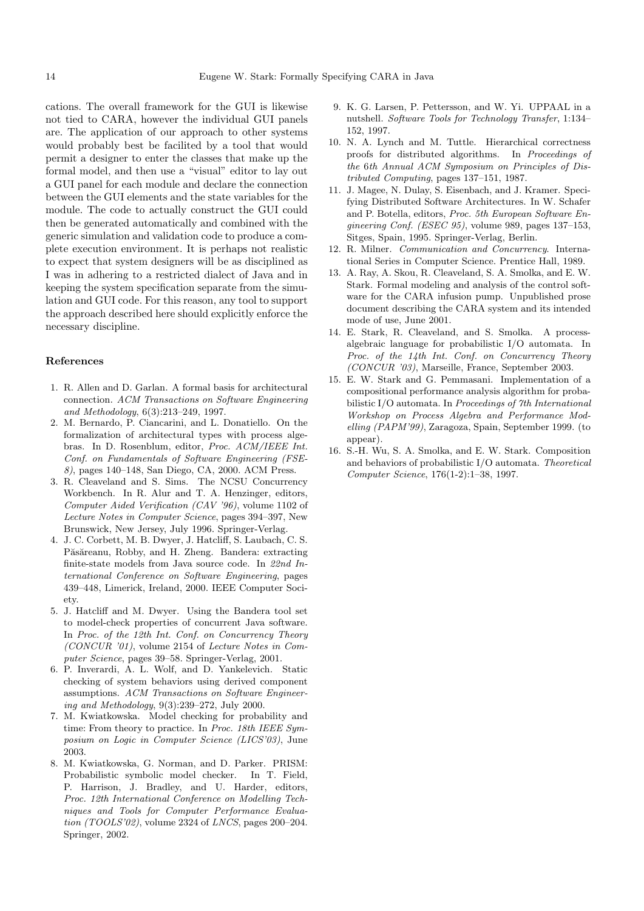cations. The overall framework for the GUI is likewise not tied to CARA, however the individual GUI panels are. The application of our approach to other systems would probably best be facilited by a tool that would permit a designer to enter the classes that make up the formal model, and then use a "visual" editor to lay out a GUI panel for each module and declare the connection between the GUI elements and the state variables for the module. The code to actually construct the GUI could then be generated automatically and combined with the generic simulation and validation code to produce a complete execution environment. It is perhaps not realistic to expect that system designers will be as disciplined as I was in adhering to a restricted dialect of Java and in keeping the system specification separate from the simulation and GUI code. For this reason, any tool to support the approach described here should explicitly enforce the necessary discipline.

### References

1. R. Allen and D. Garlan. A formal basis for architectural connection. *ACM Transactions on Software Engineering and Methodology*, 6(3):213–249, 1997.
2. M. Bernardo, P. Ciancarini, and L. Donatiello. On the formalization of architectural types with process algebras. In D. Rosenblum, editor, *Proc. ACM/IEEE Int. Conf. on Fundamentals of Software Engineering (FSE-8)*, pages 140–148, San Diego, CA, 2000. ACM Press.
3. R. Cleaveland and S. Sims. The NCSU Concurrency Workbench. In R. Alur and T. A. Henzinger, editors, *Computer Aided Verification (CAV '96)*, volume 1102 of *Lecture Notes in Computer Science*, pages 394–397, New Brunswick, New Jersey, July 1996. Springer-Verlag.
4. J. C. Corbett, M. B. Dwyer, J. Hatcliff, S. Laubach, C. S. Păsăreanu, Robby, and H. Zheng. Bandera: extracting finite-state models from Java source code. In *22nd International Conference on Software Engineering*, pages 439–448, Limerick, Ireland, 2000. IEEE Computer Society.
5. J. Hatcliff and M. Dwyer. Using the Bandera tool set to model-check properties of concurrent Java software. In *Proc. of the 12th Int. Conf. on Concurrency Theory (CONCUR '01)*, volume 2154 of *Lecture Notes in Computer Science*, pages 39–58. Springer-Verlag, 2001.
6. P. Inverardi, A. L. Wolf, and D. Yankelevich. Static checking of system behaviors using derived component assumptions. *ACM Transactions on Software Engineering and Methodology*, 9(3):239–272, July 2000.
7. M. Kwiatkowska. Model checking for probability and time: From theory to practice. In *Proc. 18th IEEE Symposium on Logic in Computer Science (LICS'03)*, June 2003.
8. M. Kwiatkowska, G. Norman, and D. Parker. PRISM: Probabilistic symbolic model checker. In T. Field, P. Harrison, J. Bradley, and U. Harder, editors, *Proc. 12th International Conference on Modelling Techniques and Tools for Computer Performance Evaluation (TOOLS'02)*, volume 2324 of *LNCS*, pages 200–204. Springer, 2002.
9. K. G. Larsen, P. Pettersson, and W. Yi. UPPAAL in a nutshell. *Software Tools for Technology Transfer*, 1:134–152, 1997.
10. N. A. Lynch and M. Tuttle. Hierarchical correctness proofs for distributed algorithms. In *Proceedings of the 6th Annual ACM Symposium on Principles of Distributed Computing*, pages 137–151, 1987.
11. J. Magee, N. Dulay, S. Eisenbach, and J. Kramer. Specifying Distributed Software Architectures. In W. Schafer and P. Botella, editors, *Proc. 5th European Software Engineering Conf. (ESEC 95)*, volume 989, pages 137–153, Sitges, Spain, 1995. Springer-Verlag, Berlin.
12. R. Milner. *Communication and Concurrency*. International Series in Computer Science. Prentice Hall, 1989.
13. A. Ray, A. Skou, R. Cleaveland, S. A. Smolka, and E. W. Stark. Formal modeling and analysis of the control software for the CARA infusion pump. Unpublished prose document describing the CARA system and its intended mode of use, June 2001.
14. E. Stark, R. Cleaveland, and S. Smolka. A process-algebraic language for probabilistic I/O automata. In *Proc. of the 14th Int. Conf. on Concurrency Theory (CONCUR '03)*, Marseille, France, September 2003.
15. E. W. Stark and G. Pemmasani. Implementation of a compositional performance analysis algorithm for probabilistic I/O automata. In *Proceedings of 7th International Workshop on Process Algebra and Performance Modelling (PAPM'99)*, Zaragoza, Spain, September 1999. (to appear).
16. S.-H. Wu, S. A. Smolka, and E. W. Stark. Composition and behaviors of probabilistic I/O automata. *Theoretical Computer Science*, 176(1-2):1–38, 1997.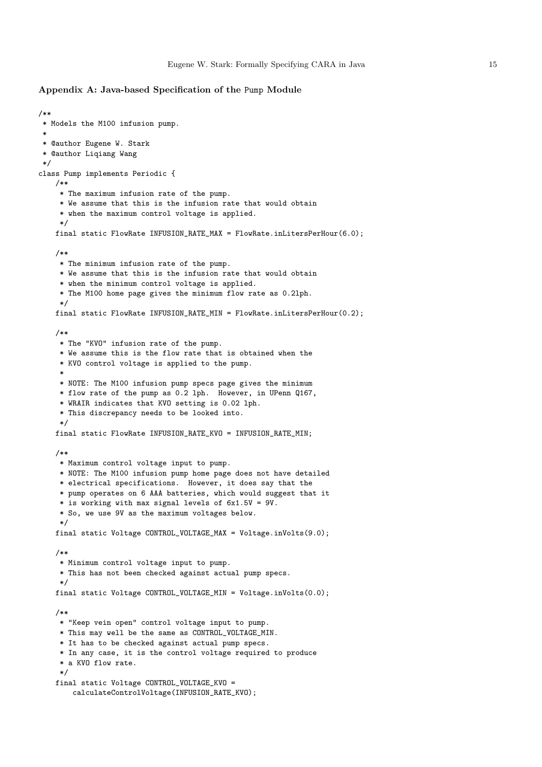### Appendix A: Java-based Specification of the Pump Module

```
/**
 * Models the M100 infusion pump.
 *
 * @author Eugene W. Stark
 * @author Liqiang Wang
 */
class Pump implements Periodic {
    /**
     * The maximum infusion rate of the pump.
     * We assume that this is the infusion rate that would obtain
     * when the maximum control voltage is applied.
     */
    final static FlowRate INFUSION_RATE_MAX = FlowRate.inLitersPerHour(6.0);

    /**
     * The minimum infusion rate of the pump.
     * We assume that this is the infusion rate that would obtain
     * when the minimum control voltage is applied.
     * The M100 home page gives the minimum flow rate as 0.2lph.
     */
    final static FlowRate INFUSION_RATE_MIN = FlowRate.inLitersPerHour(0.2);

    /**
     * The "KVO" infusion rate of the pump.
     * We assume this is the flow rate that is obtained when the
     * KVO control voltage is applied to the pump.
     *
     * NOTE: The M100 infusion pump specs page gives the minimum
     * flow rate of the pump as 0.2 lph.  However, in UPenn Q167,
     * WRAIR indicates that KVO setting is 0.02 lph.
     * This discrepancy needs to be looked into.
     */
    final static FlowRate INFUSION_RATE_KVO = INFUSION_RATE_MIN;

    /**
     * Maximum control voltage input to pump.
     * NOTE: The M100 infusion pump home page does not have detailed
     * electrical specifications.  However, it does say that the
     * pump operates on 6 AAA batteries, which would suggest that it
     * is working with max signal levels of 6x1.5V = 9V.
     * So, we use 9V as the maximum voltages below.
     */
    final static Voltage CONTROL_VOLTAGE_MAX = Voltage.inVolts(9.0);

    /**
     * Minimum control voltage input to pump.
     * This has not been checked against actual pump specs.
     */
    final static Voltage CONTROL_VOLTAGE_MIN = Voltage.inVolts(0.0);

    /**
     * "Keep vein open" control voltage input to pump.
     * This may well be the same as CONTROL_VOLTAGE_MIN.
     * It has to be checked against actual pump specs.
     * In any case, it is the control voltage required to produce
     * a KVO flow rate.
     */
    final static Voltage CONTROL_VOLTAGE_KVO =
        calculateControlVoltage(INFUSION_RATE_KVO);
```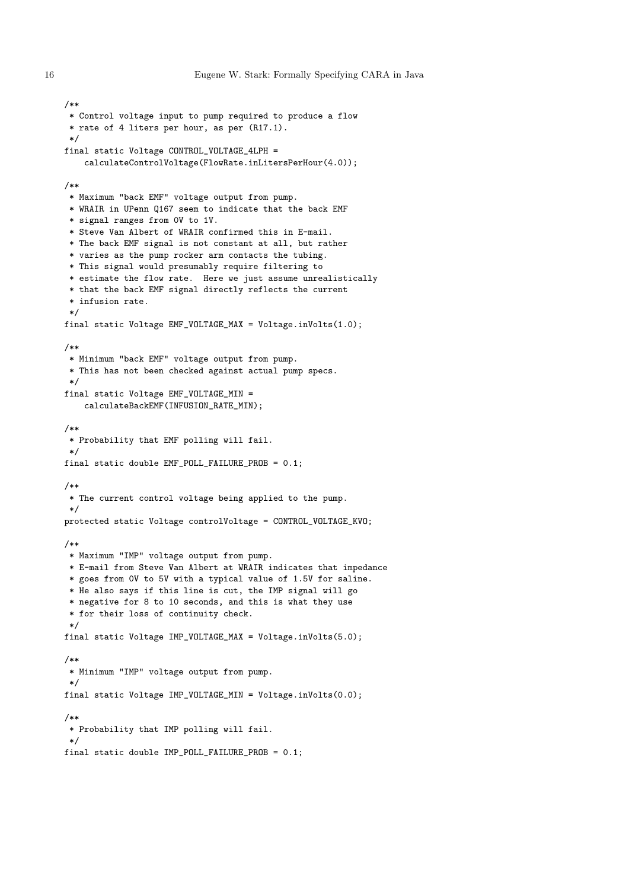```java
/**
 * Control voltage input to pump required to produce a flow
 * rate of 4 liters per hour, as per (R17.1).
 */
final static Voltage CONTROL_VOLTAGE_4LPH =
    calculateControlVoltage(FlowRate.inLitersPerHour(4.0));

/**
 * Maximum "back EMF" voltage output from pump.
 * WRAIR in UPenn Q167 seem to indicate that the back EMF
 * signal ranges from 0V to 1V.
 * Steve Van Albert of WRAIR confirmed this in E-mail.
 * The back EMF signal is not constant at all, but rather
 * varies as the pump rocker arm contacts the tubing.
 * This signal would presumably require filtering to
 * estimate the flow rate.  Here we just assume unrealistically
 * that the back EMF signal directly reflects the current
 * infusion rate.
 */
final static Voltage EMF_VOLTAGE_MAX = Voltage.inVolts(1.0);

/**
 * Minimum "back EMF" voltage output from pump.
 * This has not been checked against actual pump specs.
 */
final static Voltage EMF_VOLTAGE_MIN =
    calculateBackEMF(INFUSION_RATE_MIN);

/**
 * Probability that EMF polling will fail.
 */
final static double EMF_POLL_FAILURE_PROB = 0.1;

/**
 * The current control voltage being applied to the pump.
 */
protected static Voltage controlVoltage = CONTROL_VOLTAGE_KVO;

/**
 * Maximum "IMP" voltage output from pump.
 * E-mail from Steve Van Albert at WRAIR indicates that impedance
 * goes from 0V to 5V with a typical value of 1.5V for saline.
 * He also says if this line is cut, the IMP signal will go
 * negative for 8 to 10 seconds, and this is what they use
 * for their loss of continuity check.
 */
final static Voltage IMP_VOLTAGE_MAX = Voltage.inVolts(5.0);

/**
 * Minimum "IMP" voltage output from pump.
 */
final static Voltage IMP_VOLTAGE_MIN = Voltage.inVolts(0.0);

/**
 * Probability that IMP polling will fail.
 */
final static double IMP_POLL_FAILURE_PROB = 0.1;
```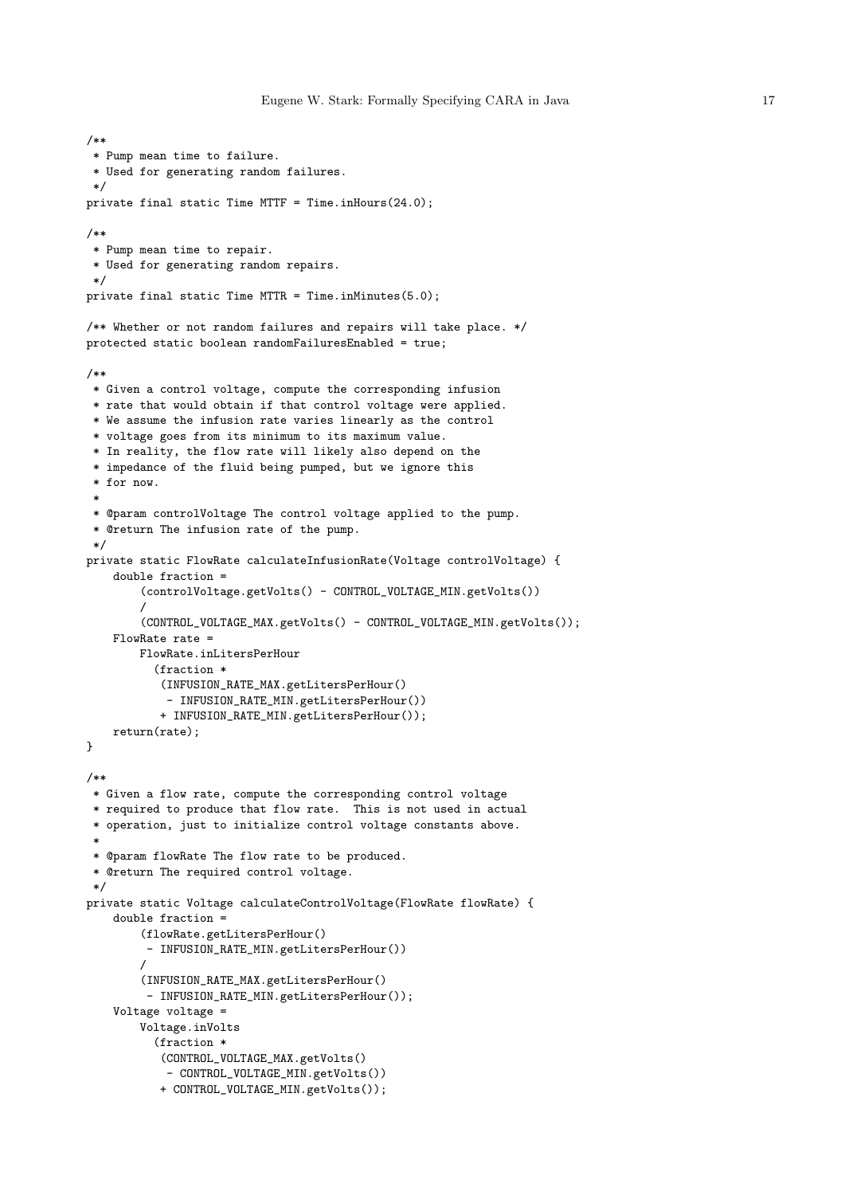```java
/**
 * Pump mean time to failure.
 * Used for generating random failures.
 */
private final static Time MTTF = Time.inHours(24.0);

/**
 * Pump mean time to repair.
 * Used for generating random repairs.
 */
private final static Time MTTR = Time.inMinutes(5.0);

/** Whether or not random failures and repairs will take place. */
protected static boolean randomFailuresEnabled = true;

/**
 * Given a control voltage, compute the corresponding infusion
 * rate that would obtain if that control voltage were applied.
 * We assume the infusion rate varies linearly as the control
 * voltage goes from its minimum to its maximum value.
 * In reality, the flow rate will likely also depend on the
 * impedance of the fluid being pumped, but we ignore this
 * for now.
 *
 * @param controlVoltage The control voltage applied to the pump.
 * @return The infusion rate of the pump.
 */
private static FlowRate calculateInfusionRate(Voltage controlVoltage) {
    double fraction =
        (controlVoltage.getVolts() - CONTROL_VOLTAGE_MIN.getVolts())
        /
        (CONTROL_VOLTAGE_MAX.getVolts() - CONTROL_VOLTAGE_MIN.getVolts());
    FlowRate rate =
        FlowRate.inLitersPerHour
          (fraction *
           (INFUSION_RATE_MAX.getLitersPerHour()
            - INFUSION_RATE_MIN.getLitersPerHour())
           + INFUSION_RATE_MIN.getLitersPerHour());
    return(rate);
}

/**
 * Given a flow rate, compute the corresponding control voltage
 * required to produce that flow rate.  This is not used in actual
 * operation, just to initialize control voltage constants above.
 *
 * @param flowRate The flow rate to be produced.
 * @return The required control voltage.
 */
private static Voltage calculateControlVoltage(FlowRate flowRate) {
    double fraction =
        (flowRate.getLitersPerHour()
         - INFUSION_RATE_MIN.getLitersPerHour())
        /
        (INFUSION_RATE_MAX.getLitersPerHour()
         - INFUSION_RATE_MIN.getLitersPerHour());
    Voltage voltage =
        Voltage.inVolts
          (fraction *
           (CONTROL_VOLTAGE_MAX.getVolts()
            - CONTROL_VOLTAGE_MIN.getVolts())
           + CONTROL_VOLTAGE_MIN.getVolts());
```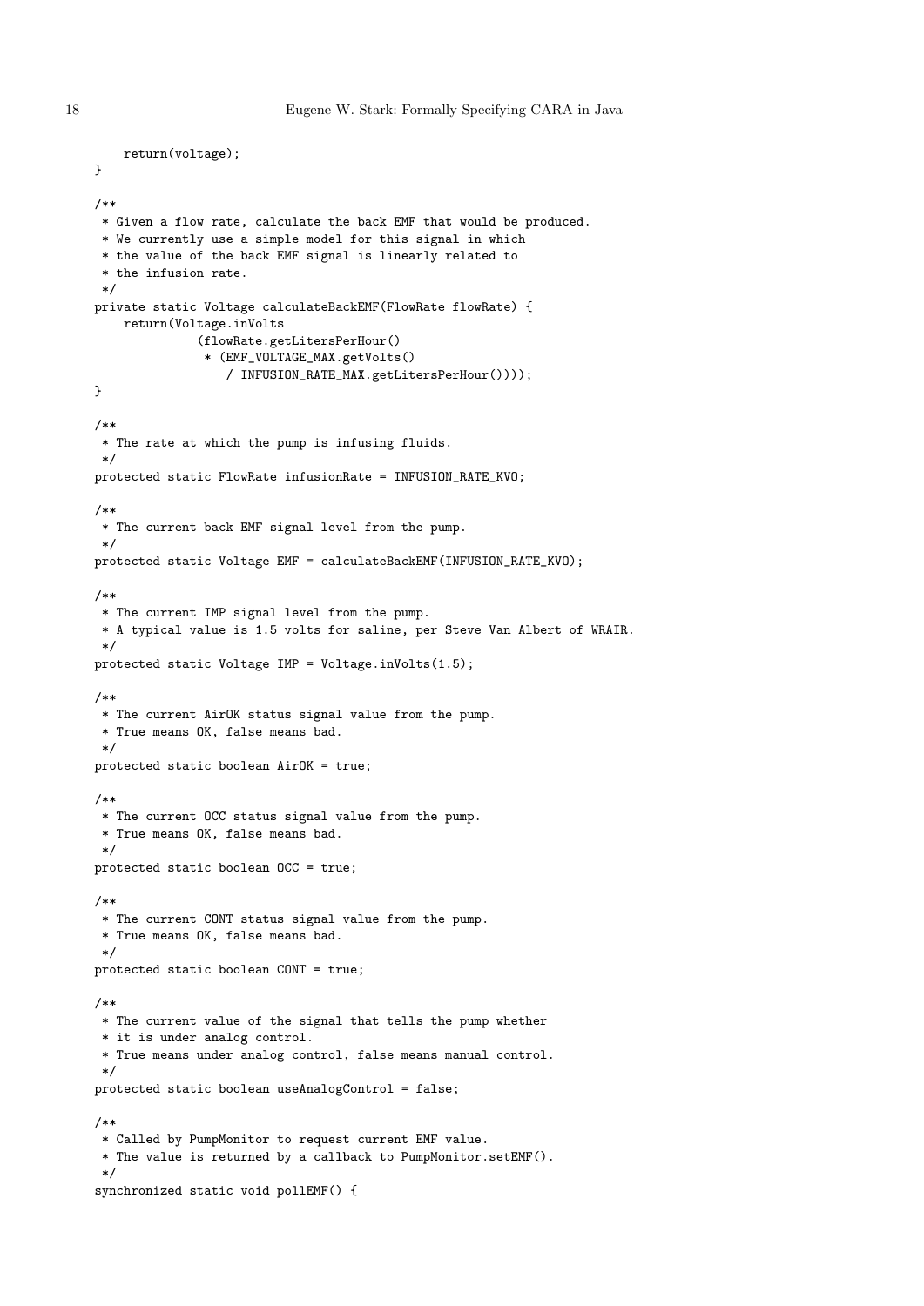```
        return(voltage);
    }

    /**
     * Given a flow rate, calculate the back EMF that would be produced.
     * We currently use a simple model for this signal in which
     * the value of the back EMF signal is linearly related to
     * the infusion rate.
     */
    private static Voltage calculateBackEMF(FlowRate flowRate) {
        return(Voltage.inVolts
                  (flowRate.getLitersPerHour()
                   * (EMF_VOLTAGE_MAX.getVolts()
                      / INFUSION_RATE_MAX.getLitersPerHour())));
    }

    /**
     * The rate at which the pump is infusing fluids.
     */
    protected static FlowRate infusionRate = INFUSION_RATE_KVO;

    /**
     * The current back EMF signal level from the pump.
     */
    protected static Voltage EMF = calculateBackEMF(INFUSION_RATE_KVO);

    /**
     * The current IMP signal level from the pump.
     * A typical value is 1.5 volts for saline, per Steve Van Albert of WRAIR.
     */
    protected static Voltage IMP = Voltage.inVolts(1.5);

    /**
     * The current AirOK status signal value from the pump.
     * True means OK, false means bad.
     */
    protected static boolean AirOK = true;

    /**
     * The current OCC status signal value from the pump.
     * True means OK, false means bad.
     */
    protected static boolean OCC = true;

    /**
     * The current CONT status signal value from the pump.
     * True means OK, false means bad.
     */
    protected static boolean CONT = true;

    /**
     * The current value of the signal that tells the pump whether
     * it is under analog control.
     * True means under analog control, false means manual control.
     */
    protected static boolean useAnalogControl = false;

    /**
     * Called by PumpMonitor to request current EMF value.
     * The value is returned by a callback to PumpMonitor.setEMF().
     */
    synchronized static void pollEMF() {
```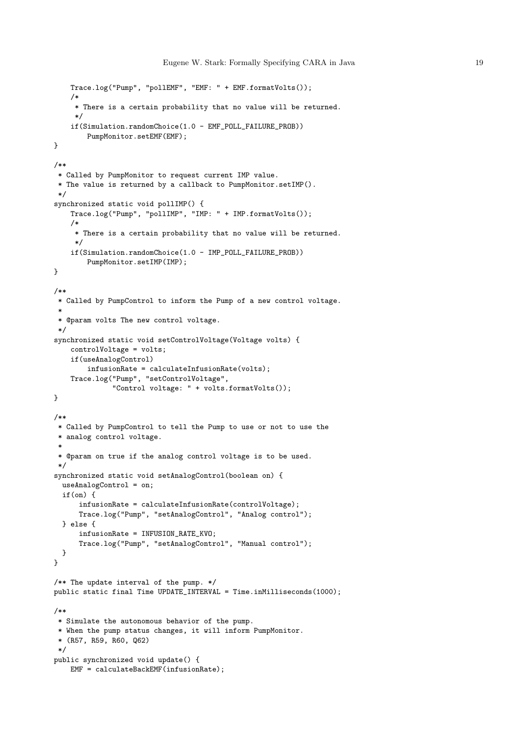```
    Trace.log("Pump", "pollEMF", "EMF: " + EMF.formatVolts());
    /*
     * There is a certain probability that no value will be returned.
     */
    if(Simulation.randomChoice(1.0 - EMF_POLL_FAILURE_PROB))
        PumpMonitor.setEMF(EMF);
}

/**
 * Called by PumpMonitor to request current IMP value.
 * The value is returned by a callback to PumpMonitor.setIMP().
 */
synchronized static void pollIMP() {
    Trace.log("Pump", "pollIMP", "IMP: " + IMP.formatVolts());
    /*
     * There is a certain probability that no value will be returned.
     */
    if(Simulation.randomChoice(1.0 - IMP_POLL_FAILURE_PROB))
        PumpMonitor.setIMP(IMP);
}

/**
 * Called by PumpControl to inform the Pump of a new control voltage.
 *
 * @param volts The new control voltage.
 */
synchronized static void setControlVoltage(Voltage volts) {
    controlVoltage = volts;
    if(useAnalogControl)
        infusionRate = calculateInfusionRate(volts);
    Trace.log("Pump", "setControlVoltage",
              "Control voltage: " + volts.formatVolts());
}

/**
 * Called by PumpControl to tell the Pump to use or not to use the
 * analog control voltage.
 *
 * @param on true if the analog control voltage is to be used.
 */
synchronized static void setAnalogControl(boolean on) {
  useAnalogControl = on;
  if(on) {
      infusionRate = calculateInfusionRate(controlVoltage);
      Trace.log("Pump", "setAnalogControl", "Analog control");
  } else {
      infusionRate = INFUSION_RATE_KVO;
      Trace.log("Pump", "setAnalogControl", "Manual control");
  }
}

/** The update interval of the pump. */
public static final Time UPDATE_INTERVAL = Time.inMilliseconds(1000);

/**
 * Simulate the autonomous behavior of the pump.
 * When the pump status changes, it will inform PumpMonitor.
 * (R57, R59, R60, Q62)
 */
public synchronized void update() {
    EMF = calculateBackEMF(infusionRate);
```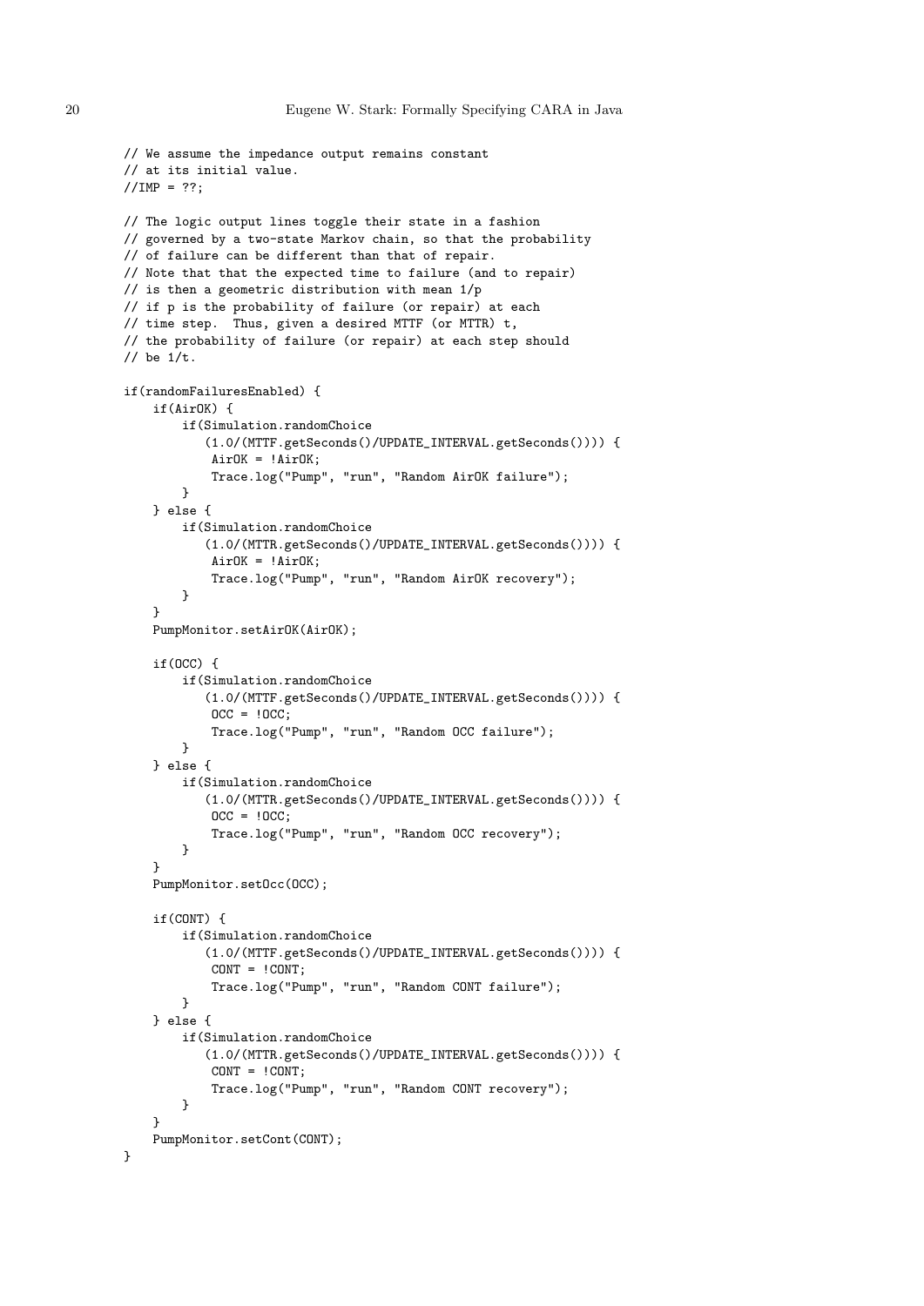```
// We assume the impedance output remains constant
// at its initial value.
//IMP = ??;

// The logic output lines toggle their state in a fashion
// governed by a two-state Markov chain, so that the probability
// of failure can be different than that of repair.
// Note that that the expected time to failure (and to repair)
// is then a geometric distribution with mean 1/p
// if p is the probability of failure (or repair) at each
// time step.  Thus, given a desired MTTF (or MTTR) t,
// the probability of failure (or repair) at each step should
// be 1/t.

if(randomFailuresEnabled) {
    if(AirOK) {
        if(Simulation.randomChoice
           (1.0/(MTTF.getSeconds()/UPDATE_INTERVAL.getSeconds()))) {
            AirOK = !AirOK;
            Trace.log("Pump", "run", "Random AirOK failure");
        }
    } else {
        if(Simulation.randomChoice
           (1.0/(MTTR.getSeconds()/UPDATE_INTERVAL.getSeconds()))) {
            AirOK = !AirOK;
            Trace.log("Pump", "run", "Random AirOK recovery");
        }
    }
    PumpMonitor.setAirOK(AirOK);

    if(OCC) {
        if(Simulation.randomChoice
           (1.0/(MTTF.getSeconds()/UPDATE_INTERVAL.getSeconds()))) {
            OCC = !OCC;
            Trace.log("Pump", "run", "Random OCC failure");
        }
    } else {
        if(Simulation.randomChoice
           (1.0/(MTTR.getSeconds()/UPDATE_INTERVAL.getSeconds()))) {
            OCC = !OCC;
            Trace.log("Pump", "run", "Random OCC recovery");
        }
    }
    PumpMonitor.setOcc(OCC);

    if(CONT) {
        if(Simulation.randomChoice
           (1.0/(MTTF.getSeconds()/UPDATE_INTERVAL.getSeconds()))) {
            CONT = !CONT;
            Trace.log("Pump", "run", "Random CONT failure");
        }
    } else {
        if(Simulation.randomChoice
           (1.0/(MTTR.getSeconds()/UPDATE_INTERVAL.getSeconds()))) {
            CONT = !CONT;
            Trace.log("Pump", "run", "Random CONT recovery");
        }
    }
    PumpMonitor.setCont(CONT);
}
```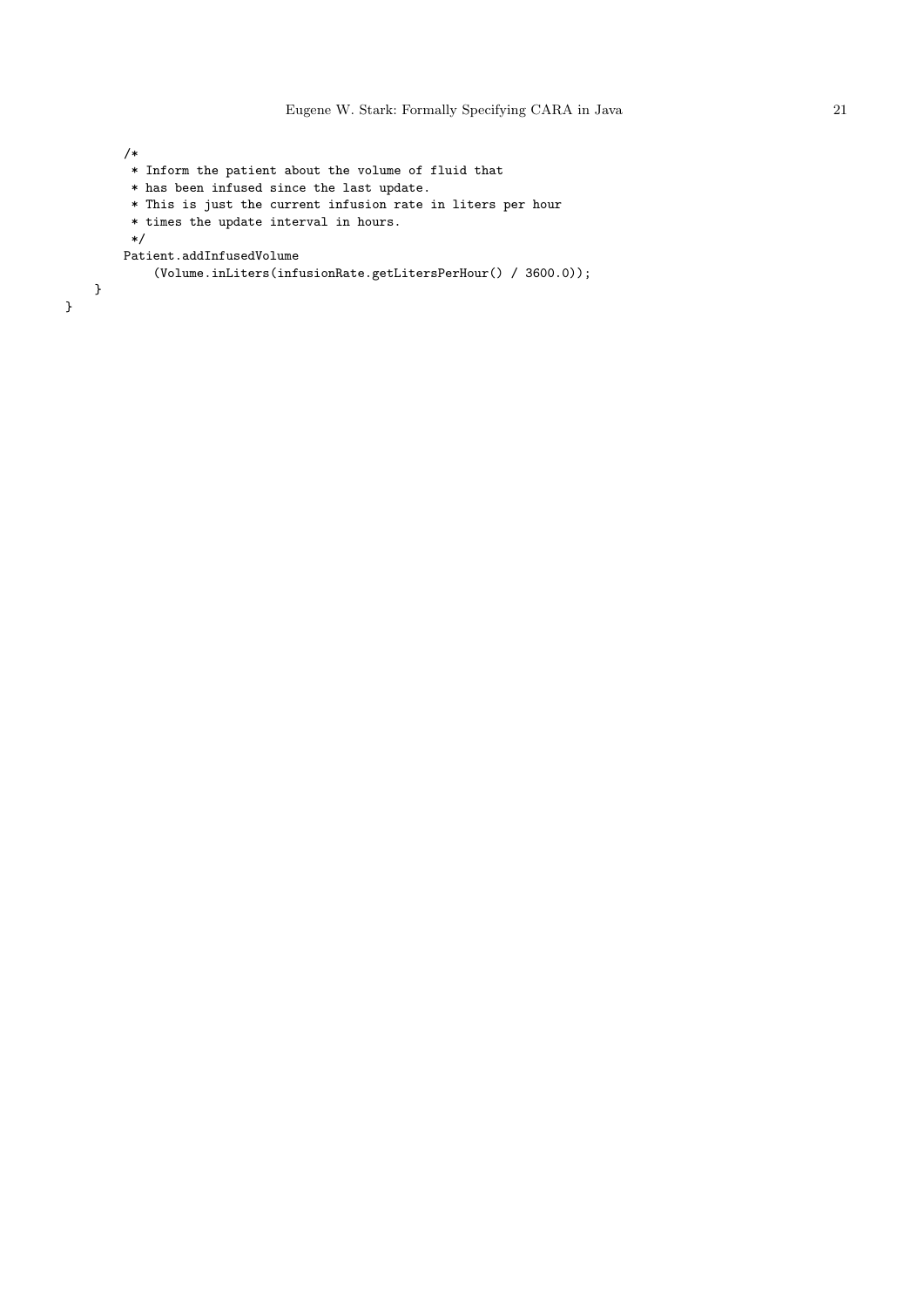```
        /*
         * Inform the patient about the volume of fluid that
         * has been infused since the last update.
         * This is just the current infusion rate in liters per hour
         * times the update interval in hours.
         */
        Patient.addInfusedVolume
            (Volume.inLiters(infusionRate.getLitersPerHour() / 3600.0));
    }
}
```